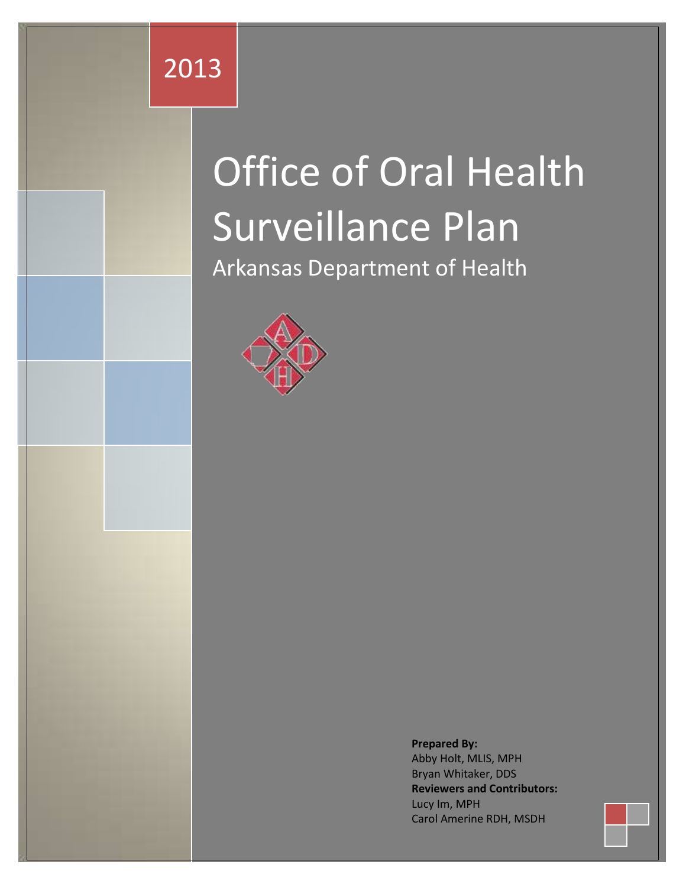2013

# Office of Oral Health Surveillance Plan

## Arkansas Department of Health

**Prepared By:**
Abby Holt, MLIS, MPH
Bryan Whitaker, DDS
**Reviewers and Contributors:**
Lucy Im, MPH
Carol Amerine RDH, MSDH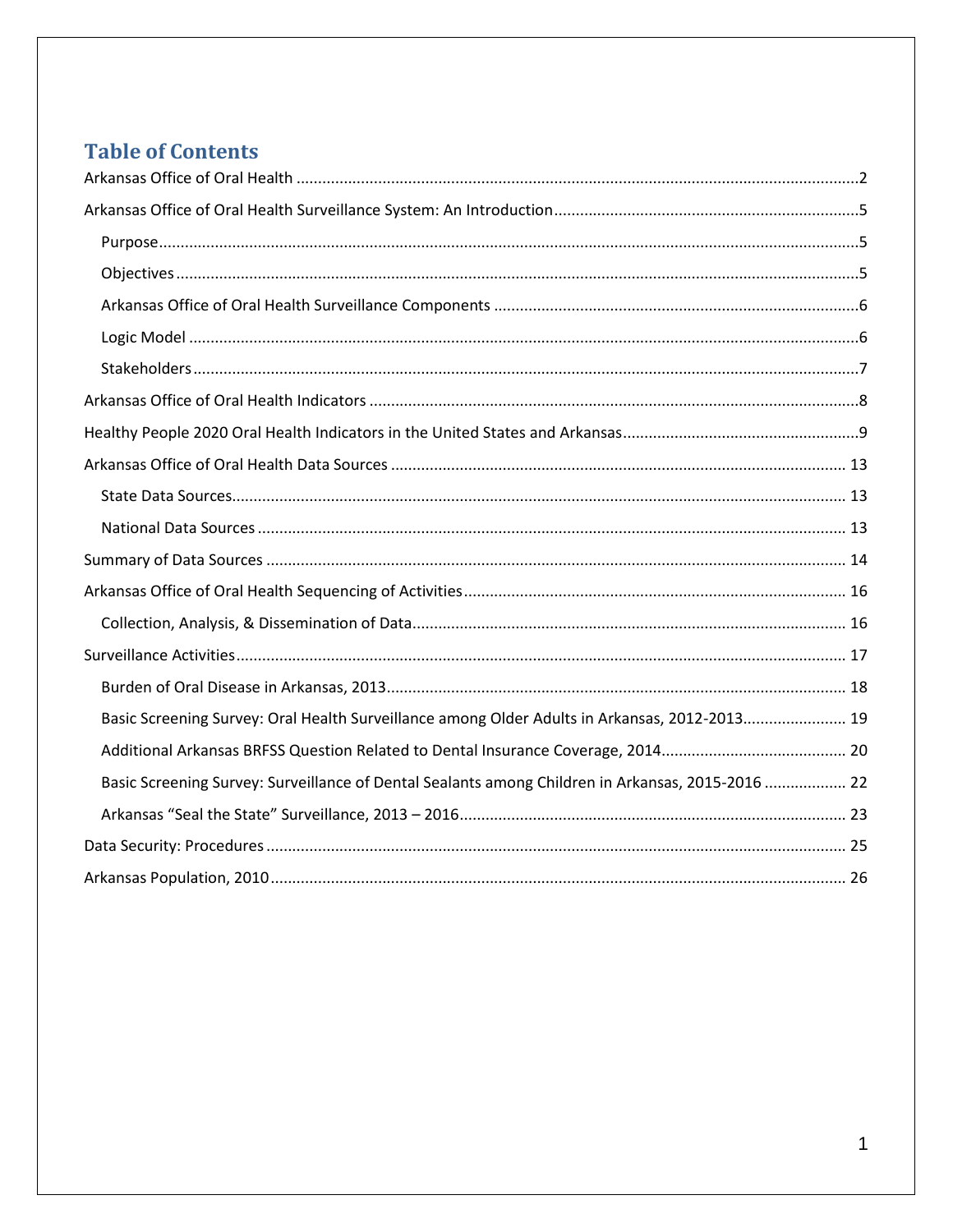# Table of Contents

Arkansas Office of Oral Health ....................................................................................................... 2

Arkansas Office of Oral Health Surveillance System: An Introduction ............................................ 5

- Purpose ........................................................................................................................................ 5
- Objectives .................................................................................................................................... 5
- Arkansas Office of Oral Health Surveillance Components ............................................................ 6
- Logic Model .................................................................................................................................. 6
- Stakeholders ................................................................................................................................. 7

Arkansas Office of Oral Health Indicators ......................................................................................... 8

Healthy People 2020 Oral Health Indicators in the United States and Arkansas ................................ 9

Arkansas Office of Oral Health Data Sources ................................................................................... 13

- State Data Sources ...................................................................................................................... 13
- National Data Sources ................................................................................................................ 13

Summary of Data Sources ............................................................................................................... 14

Arkansas Office of Oral Health Sequencing of Activities .................................................................. 16

- Collection, Analysis, & Dissemination of Data ............................................................................. 16

Surveillance Activities ..................................................................................................................... 17

- Burden of Oral Disease in Arkansas, 2013 .................................................................................... 18
- Basic Screening Survey: Oral Health Surveillance among Older Adults in Arkansas, 2012-2013 ...... 19
- Additional Arkansas BRFSS Question Related to Dental Insurance Coverage, 2014 ........................ 20
- Basic Screening Survey: Surveillance of Dental Sealants among Children in Arkansas, 2015-2016 .... 22
- Arkansas "Seal the State" Surveillance, 2013 – 2016 ..................................................................... 23

Data Security: Procedures ............................................................................................................... 25

Arkansas Population, 2010 .............................................................................................................. 26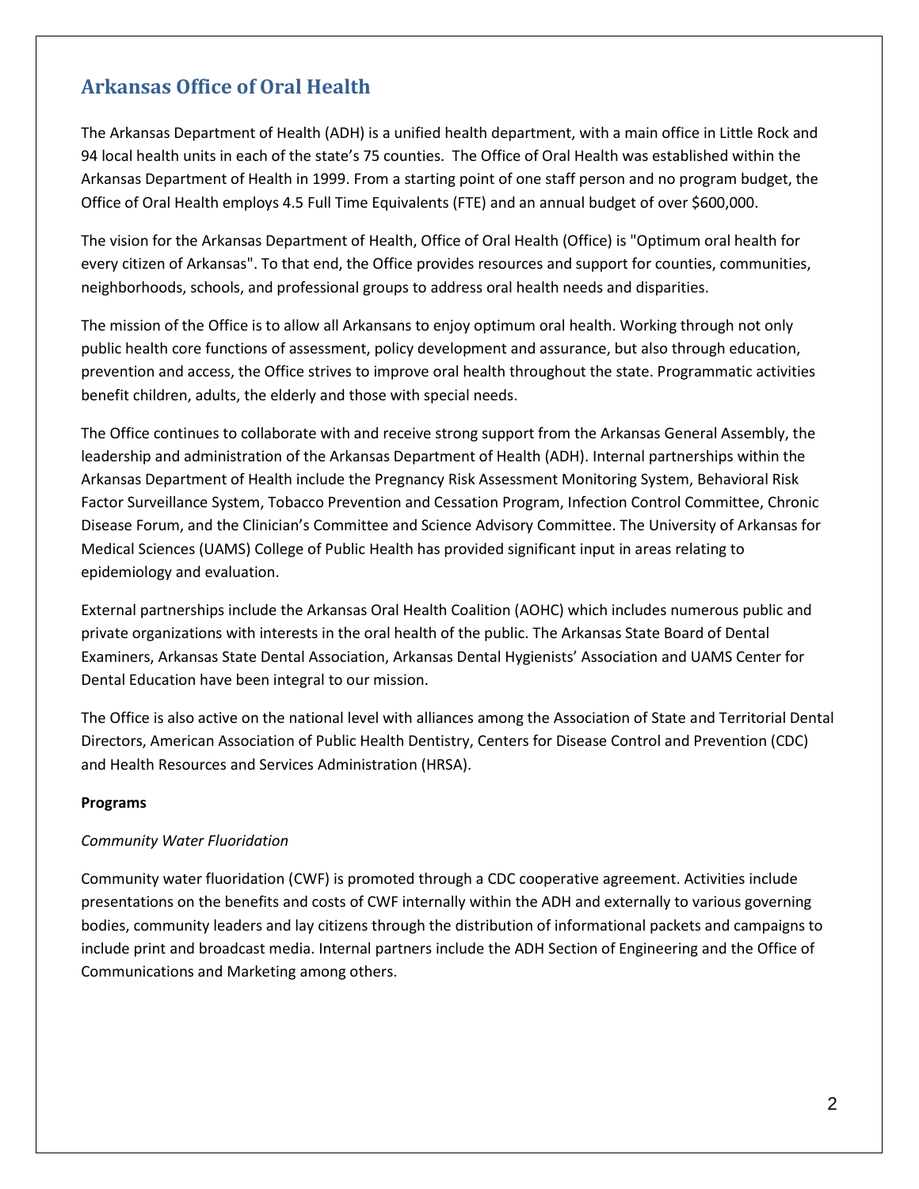## Arkansas Office of Oral Health

The Arkansas Department of Health (ADH) is a unified health department, with a main office in Little Rock and 94 local health units in each of the state's 75 counties. The Office of Oral Health was established within the Arkansas Department of Health in 1999. From a starting point of one staff person and no program budget, the Office of Oral Health employs 4.5 Full Time Equivalents (FTE) and an annual budget of over $600,000.

The vision for the Arkansas Department of Health, Office of Oral Health (Office) is "Optimum oral health for every citizen of Arkansas". To that end, the Office provides resources and support for counties, communities, neighborhoods, schools, and professional groups to address oral health needs and disparities.

The mission of the Office is to allow all Arkansans to enjoy optimum oral health. Working through not only public health core functions of assessment, policy development and assurance, but also through education, prevention and access, the Office strives to improve oral health throughout the state. Programmatic activities benefit children, adults, the elderly and those with special needs.

The Office continues to collaborate with and receive strong support from the Arkansas General Assembly, the leadership and administration of the Arkansas Department of Health (ADH). Internal partnerships within the Arkansas Department of Health include the Pregnancy Risk Assessment Monitoring System, Behavioral Risk Factor Surveillance System, Tobacco Prevention and Cessation Program, Infection Control Committee, Chronic Disease Forum, and the Clinician's Committee and Science Advisory Committee. The University of Arkansas for Medical Sciences (UAMS) College of Public Health has provided significant input in areas relating to epidemiology and evaluation.

External partnerships include the Arkansas Oral Health Coalition (AOHC) which includes numerous public and private organizations with interests in the oral health of the public. The Arkansas State Board of Dental Examiners, Arkansas State Dental Association, Arkansas Dental Hygienists' Association and UAMS Center for Dental Education have been integral to our mission.

The Office is also active on the national level with alliances among the Association of State and Territorial Dental Directors, American Association of Public Health Dentistry, Centers for Disease Control and Prevention (CDC) and Health Resources and Services Administration (HRSA).

**Programs**

*Community Water Fluoridation*

Community water fluoridation (CWF) is promoted through a CDC cooperative agreement. Activities include presentations on the benefits and costs of CWF internally within the ADH and externally to various governing bodies, community leaders and lay citizens through the distribution of informational packets and campaigns to include print and broadcast media. Internal partners include the ADH Section of Engineering and the Office of Communications and Marketing among others.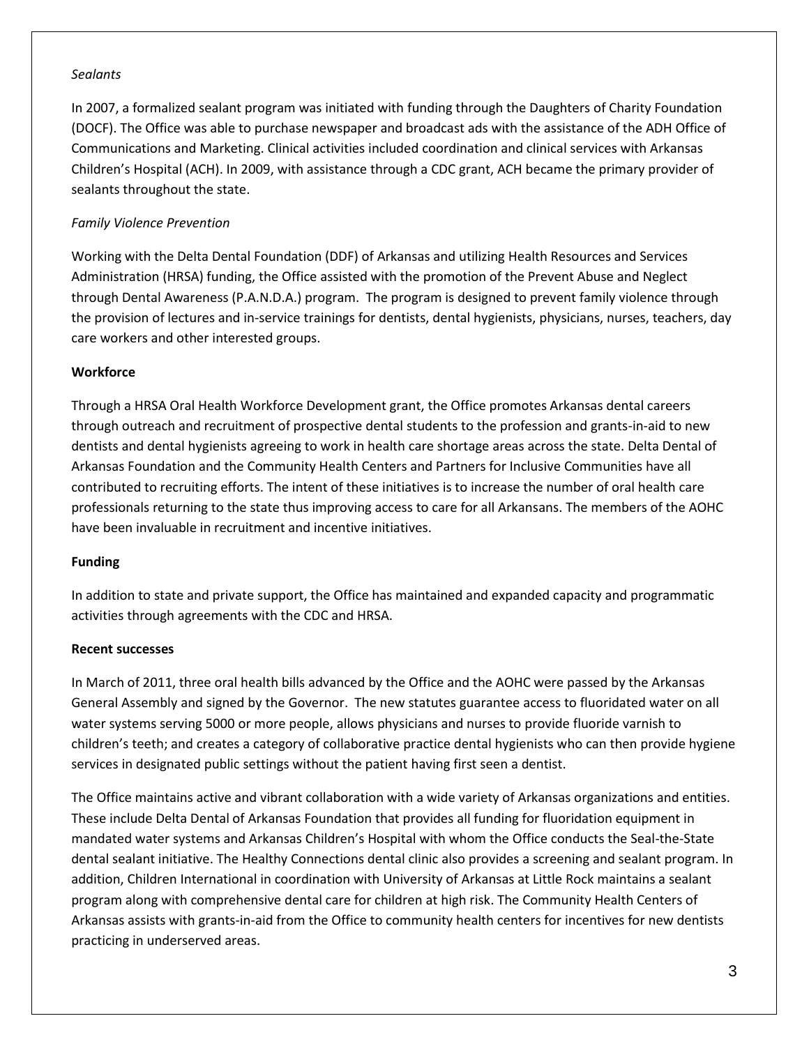*Sealants*

In 2007, a formalized sealant program was initiated with funding through the Daughters of Charity Foundation (DOCF). The Office was able to purchase newspaper and broadcast ads with the assistance of the ADH Office of Communications and Marketing. Clinical activities included coordination and clinical services with Arkansas Children's Hospital (ACH). In 2009, with assistance through a CDC grant, ACH became the primary provider of sealants throughout the state.

*Family Violence Prevention*

Working with the Delta Dental Foundation (DDF) of Arkansas and utilizing Health Resources and Services Administration (HRSA) funding, the Office assisted with the promotion of the Prevent Abuse and Neglect through Dental Awareness (P.A.N.D.A.) program. The program is designed to prevent family violence through the provision of lectures and in-service trainings for dentists, dental hygienists, physicians, nurses, teachers, day care workers and other interested groups.

**Workforce**

Through a HRSA Oral Health Workforce Development grant, the Office promotes Arkansas dental careers through outreach and recruitment of prospective dental students to the profession and grants-in-aid to new dentists and dental hygienists agreeing to work in health care shortage areas across the state. Delta Dental of Arkansas Foundation and the Community Health Centers and Partners for Inclusive Communities have all contributed to recruiting efforts. The intent of these initiatives is to increase the number of oral health care professionals returning to the state thus improving access to care for all Arkansans. The members of the AOHC have been invaluable in recruitment and incentive initiatives.

**Funding**

In addition to state and private support, the Office has maintained and expanded capacity and programmatic activities through agreements with the CDC and HRSA.

**Recent successes**

In March of 2011, three oral health bills advanced by the Office and the AOHC were passed by the Arkansas General Assembly and signed by the Governor. The new statutes guarantee access to fluoridated water on all water systems serving 5000 or more people, allows physicians and nurses to provide fluoride varnish to children's teeth; and creates a category of collaborative practice dental hygienists who can then provide hygiene services in designated public settings without the patient having first seen a dentist.

The Office maintains active and vibrant collaboration with a wide variety of Arkansas organizations and entities. These include Delta Dental of Arkansas Foundation that provides all funding for fluoridation equipment in mandated water systems and Arkansas Children's Hospital with whom the Office conducts the Seal-the-State dental sealant initiative. The Healthy Connections dental clinic also provides a screening and sealant program. In addition, Children International in coordination with University of Arkansas at Little Rock maintains a sealant program along with comprehensive dental care for children at high risk. The Community Health Centers of Arkansas assists with grants-in-aid from the Office to community health centers for incentives for new dentists practicing in underserved areas.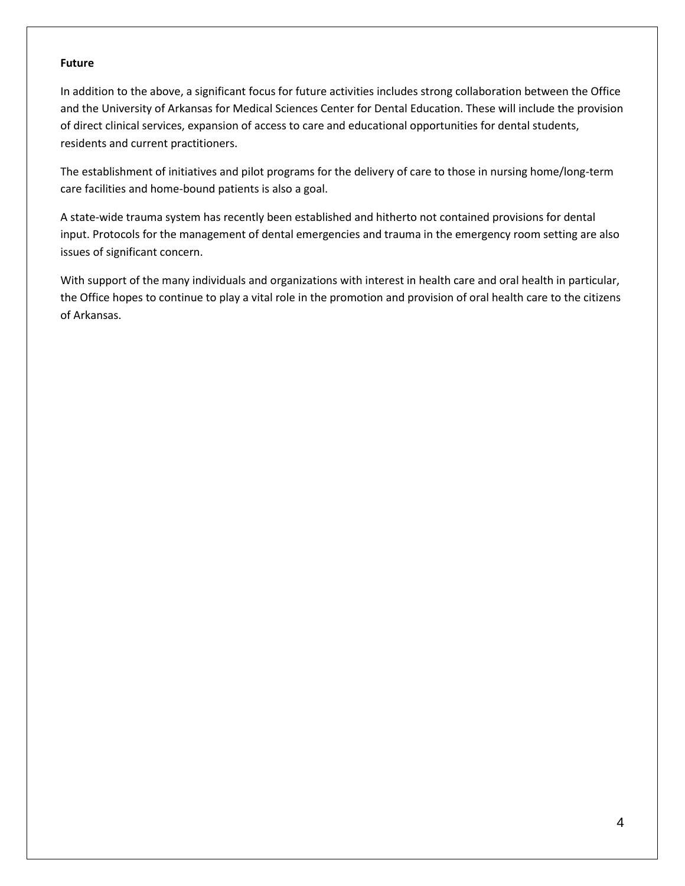**Future**

In addition to the above, a significant focus for future activities includes strong collaboration between the Office and the University of Arkansas for Medical Sciences Center for Dental Education. These will include the provision of direct clinical services, expansion of access to care and educational opportunities for dental students, residents and current practitioners.

The establishment of initiatives and pilot programs for the delivery of care to those in nursing home/long-term care facilities and home-bound patients is also a goal.

A state-wide trauma system has recently been established and hitherto not contained provisions for dental input. Protocols for the management of dental emergencies and trauma in the emergency room setting are also issues of significant concern.

With support of the many individuals and organizations with interest in health care and oral health in particular, the Office hopes to continue to play a vital role in the promotion and provision of oral health care to the citizens of Arkansas.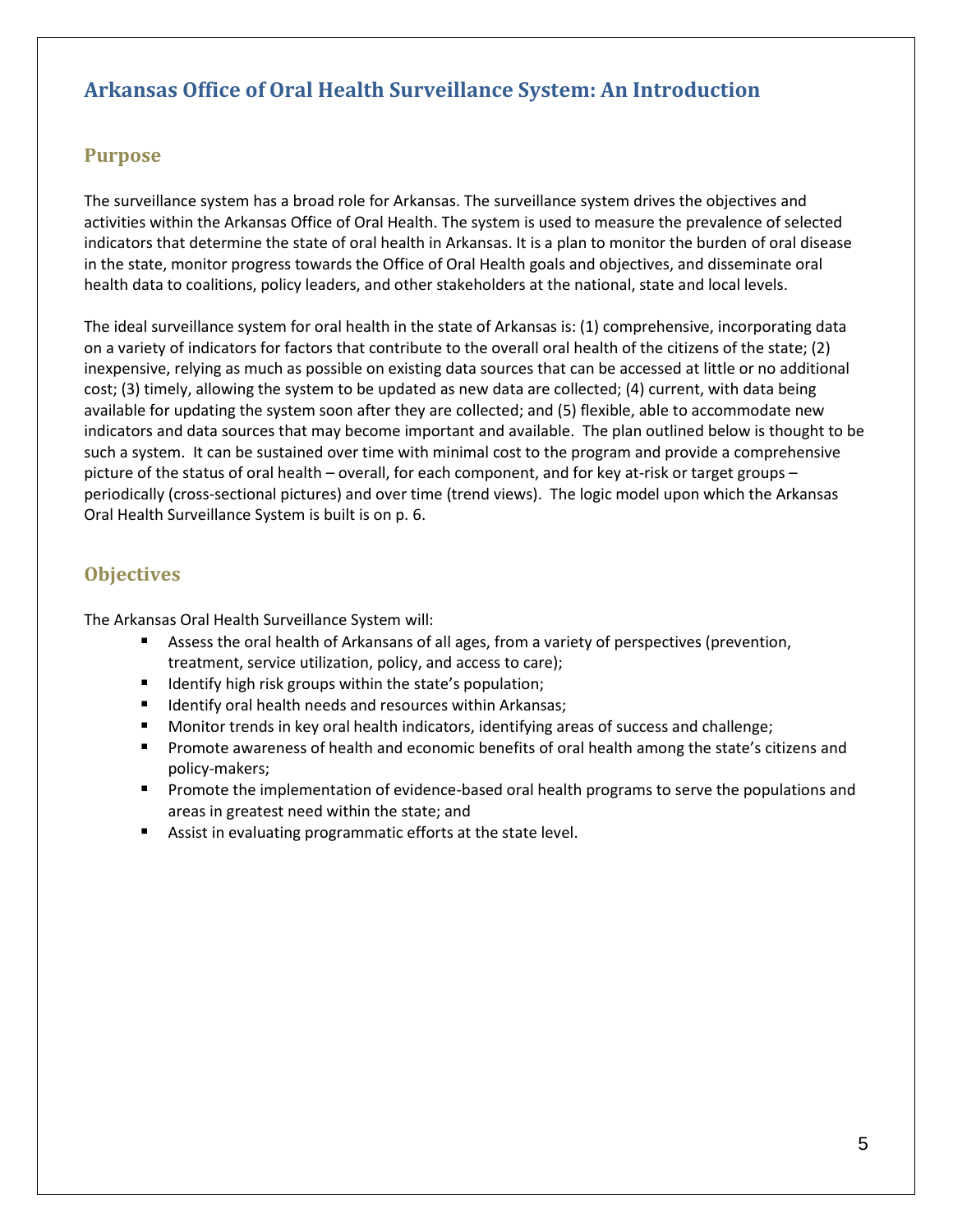# Arkansas Office of Oral Health Surveillance System: An Introduction

## Purpose

The surveillance system has a broad role for Arkansas. The surveillance system drives the objectives and activities within the Arkansas Office of Oral Health. The system is used to measure the prevalence of selected indicators that determine the state of oral health in Arkansas. It is a plan to monitor the burden of oral disease in the state, monitor progress towards the Office of Oral Health goals and objectives, and disseminate oral health data to coalitions, policy leaders, and other stakeholders at the national, state and local levels.

The ideal surveillance system for oral health in the state of Arkansas is: (1) comprehensive, incorporating data on a variety of indicators for factors that contribute to the overall oral health of the citizens of the state; (2) inexpensive, relying as much as possible on existing data sources that can be accessed at little or no additional cost; (3) timely, allowing the system to be updated as new data are collected; (4) current, with data being available for updating the system soon after they are collected; and (5) flexible, able to accommodate new indicators and data sources that may become important and available. The plan outlined below is thought to be such a system. It can be sustained over time with minimal cost to the program and provide a comprehensive picture of the status of oral health – overall, for each component, and for key at-risk or target groups – periodically (cross-sectional pictures) and over time (trend views). The logic model upon which the Arkansas Oral Health Surveillance System is built is on p. 6.

## Objectives

The Arkansas Oral Health Surveillance System will:

- Assess the oral health of Arkansans of all ages, from a variety of perspectives (prevention, treatment, service utilization, policy, and access to care);
- Identify high risk groups within the state's population;
- Identify oral health needs and resources within Arkansas;
- Monitor trends in key oral health indicators, identifying areas of success and challenge;
- Promote awareness of health and economic benefits of oral health among the state's citizens and policy-makers;
- Promote the implementation of evidence-based oral health programs to serve the populations and areas in greatest need within the state; and
- Assist in evaluating programmatic efforts at the state level.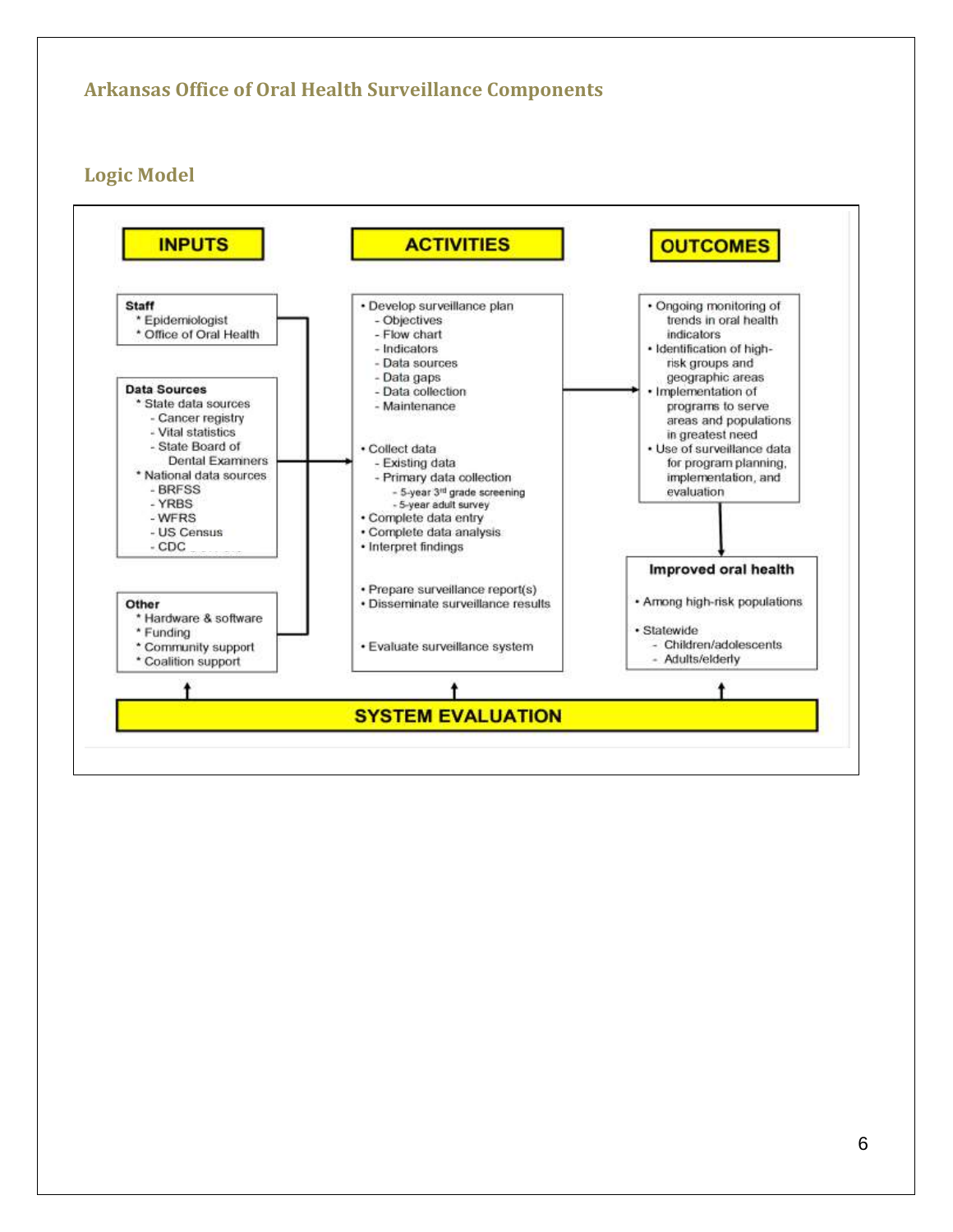## Arkansas Office of Oral Health Surveillance Components

### Logic Model

**INPUTS**

**Staff**
- Epidemiologist
- Office of Oral Health

**Data Sources**
- State data sources
  - Cancer registry
  - Vital statistics
  - State Board of Dental Examiners
- National data sources
  - BRFSS
  - YRBS
  - WFRS
  - US Census
  - CDC

**Other**
- Hardware & software
- Funding
- Community support
- Coalition support

**ACTIVITIES**

- Develop surveillance plan
  - Objectives
  - Flow chart
  - Indicators
  - Data sources
  - Data gaps
  - Data collection
  - Maintenance
- Collect data
  - Existing data
  - Primary data collection
    - 5-year 3rd grade screening
    - 5-year adult survey
- Complete data entry
- Complete data analysis
- Interpret findings
- Prepare surveillance report(s)
- Disseminate surveillance results
- Evaluate surveillance system

**OUTCOMES**

- Ongoing monitoring of trends in oral health indicators
- Identification of high-risk groups and geographic areas
- Implementation of programs to serve areas and populations in greatest need
- Use of surveillance data for program planning, implementation, and evaluation

**Improved oral health**
- Among high-risk populations
- Statewide
  - Children/adolescents
  - Adults/elderly

**SYSTEM EVALUATION**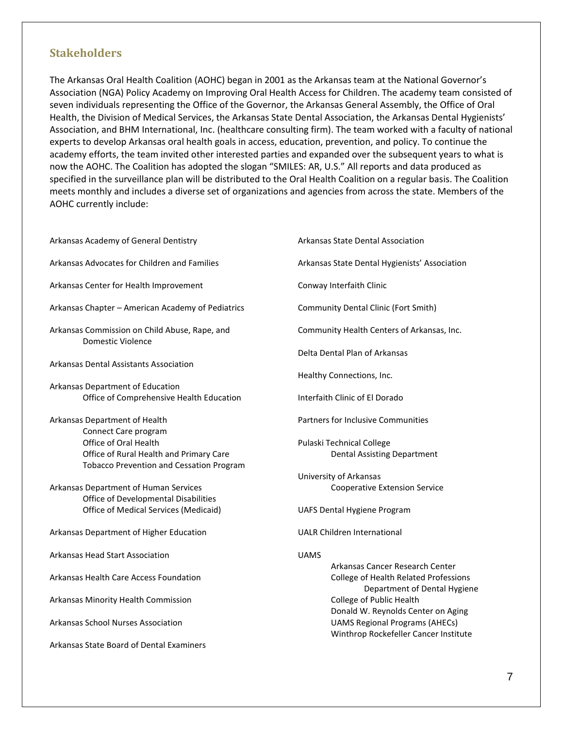## Stakeholders

The Arkansas Oral Health Coalition (AOHC) began in 2001 as the Arkansas team at the National Governor's Association (NGA) Policy Academy on Improving Oral Health Access for Children. The academy team consisted of seven individuals representing the Office of the Governor, the Arkansas General Assembly, the Office of Oral Health, the Division of Medical Services, the Arkansas State Dental Association, the Arkansas Dental Hygienists' Association, and BHM International, Inc. (healthcare consulting firm). The team worked with a faculty of national experts to develop Arkansas oral health goals in access, education, prevention, and policy. To continue the academy efforts, the team invited other interested parties and expanded over the subsequent years to what is now the AOHC. The Coalition has adopted the slogan "SMILES: AR, U.S." All reports and data produced as specified in the surveillance plan will be distributed to the Oral Health Coalition on a regular basis. The Coalition meets monthly and includes a diverse set of organizations and agencies from across the state. Members of the AOHC currently include:

- Arkansas Academy of General Dentistry
- Arkansas Advocates for Children and Families
- Arkansas Center for Health Improvement
- Arkansas Chapter – American Academy of Pediatrics
- Arkansas Commission on Child Abuse, Rape, and Domestic Violence
- Arkansas Dental Assistants Association
- Arkansas Department of Education
  - Office of Comprehensive Health Education
- Arkansas Department of Health
  - Connect Care program
  - Office of Oral Health
  - Office of Rural Health and Primary Care
  - Tobacco Prevention and Cessation Program
- Arkansas Department of Human Services
  - Office of Developmental Disabilities
  - Office of Medical Services (Medicaid)
- Arkansas Department of Higher Education
- Arkansas Head Start Association
- Arkansas Health Care Access Foundation
- Arkansas Minority Health Commission
- Arkansas School Nurses Association
- Arkansas State Board of Dental Examiners
- Arkansas State Dental Association
- Arkansas State Dental Hygienists' Association
- Conway Interfaith Clinic
- Community Dental Clinic (Fort Smith)
- Community Health Centers of Arkansas, Inc.
- Delta Dental Plan of Arkansas
- Healthy Connections, Inc.
- Interfaith Clinic of El Dorado
- Partners for Inclusive Communities
- Pulaski Technical College
  - Dental Assisting Department
- University of Arkansas
  - Cooperative Extension Service
- UAFS Dental Hygiene Program
- UALR Children International
- UAMS
  - Arkansas Cancer Research Center
  - College of Health Related Professions
    - Department of Dental Hygiene
  - College of Public Health
  - Donald W. Reynolds Center on Aging
  - UAMS Regional Programs (AHECs)
  - Winthrop Rockefeller Cancer Institute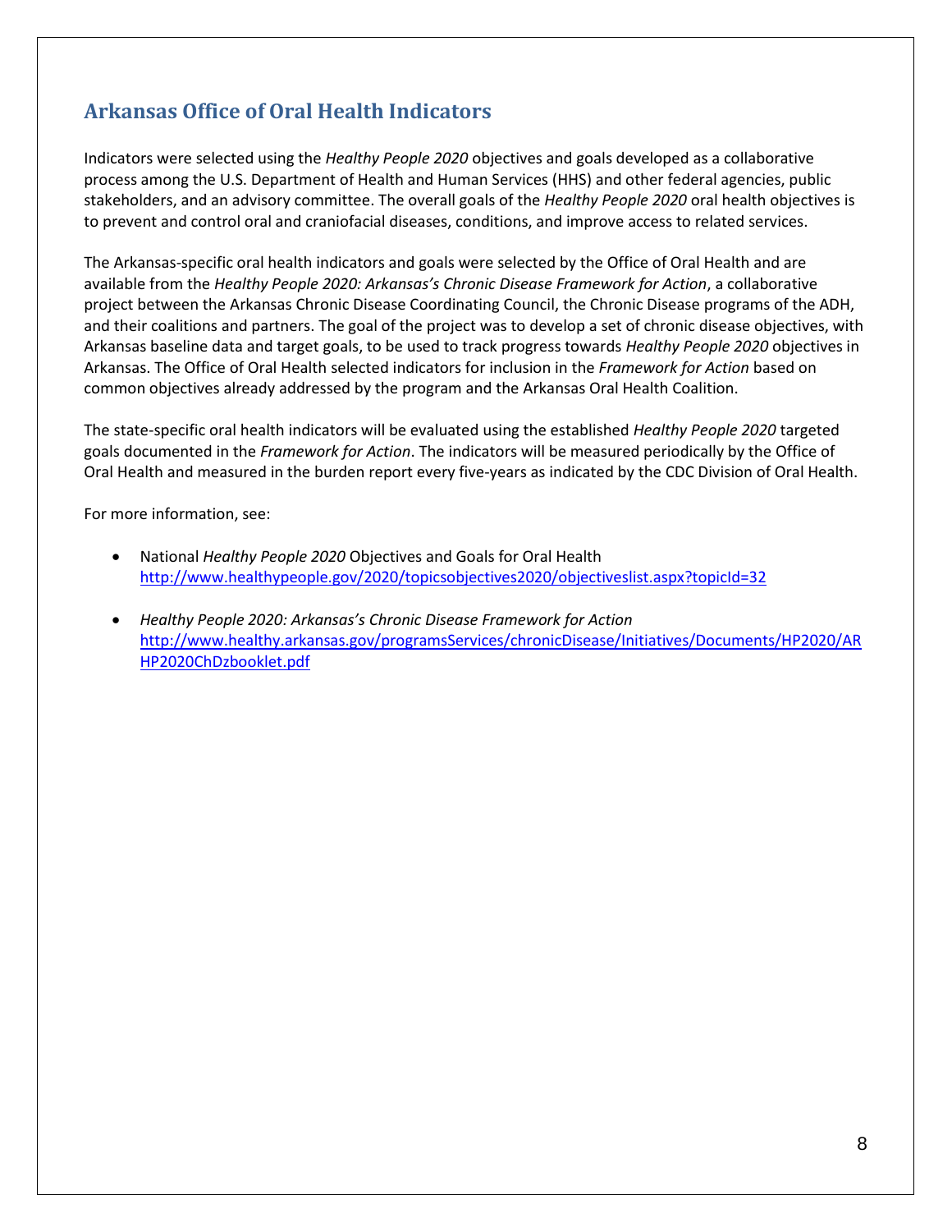## Arkansas Office of Oral Health Indicators

Indicators were selected using the *Healthy People 2020* objectives and goals developed as a collaborative process among the U.S. Department of Health and Human Services (HHS) and other federal agencies, public stakeholders, and an advisory committee. The overall goals of the *Healthy People 2020* oral health objectives is to prevent and control oral and craniofacial diseases, conditions, and improve access to related services.

The Arkansas-specific oral health indicators and goals were selected by the Office of Oral Health and are available from the *Healthy People 2020: Arkansas's Chronic Disease Framework for Action*, a collaborative project between the Arkansas Chronic Disease Coordinating Council, the Chronic Disease programs of the ADH, and their coalitions and partners. The goal of the project was to develop a set of chronic disease objectives, with Arkansas baseline data and target goals, to be used to track progress towards *Healthy People 2020* objectives in Arkansas. The Office of Oral Health selected indicators for inclusion in the *Framework for Action* based on common objectives already addressed by the program and the Arkansas Oral Health Coalition.

The state-specific oral health indicators will be evaluated using the established *Healthy People 2020* targeted goals documented in the *Framework for Action*. The indicators will be measured periodically by the Office of Oral Health and measured in the burden report every five-years as indicated by the CDC Division of Oral Health.

For more information, see:

- National *Healthy People 2020* Objectives and Goals for Oral Health
  http://www.healthypeople.gov/2020/topicsobjectives2020/objectiveslist.aspx?topicId=32

- *Healthy People 2020: Arkansas's Chronic Disease Framework for Action*
  http://www.healthy.arkansas.gov/programsServices/chronicDisease/Initiatives/Documents/HP2020/ARHP2020ChDzbooklet.pdf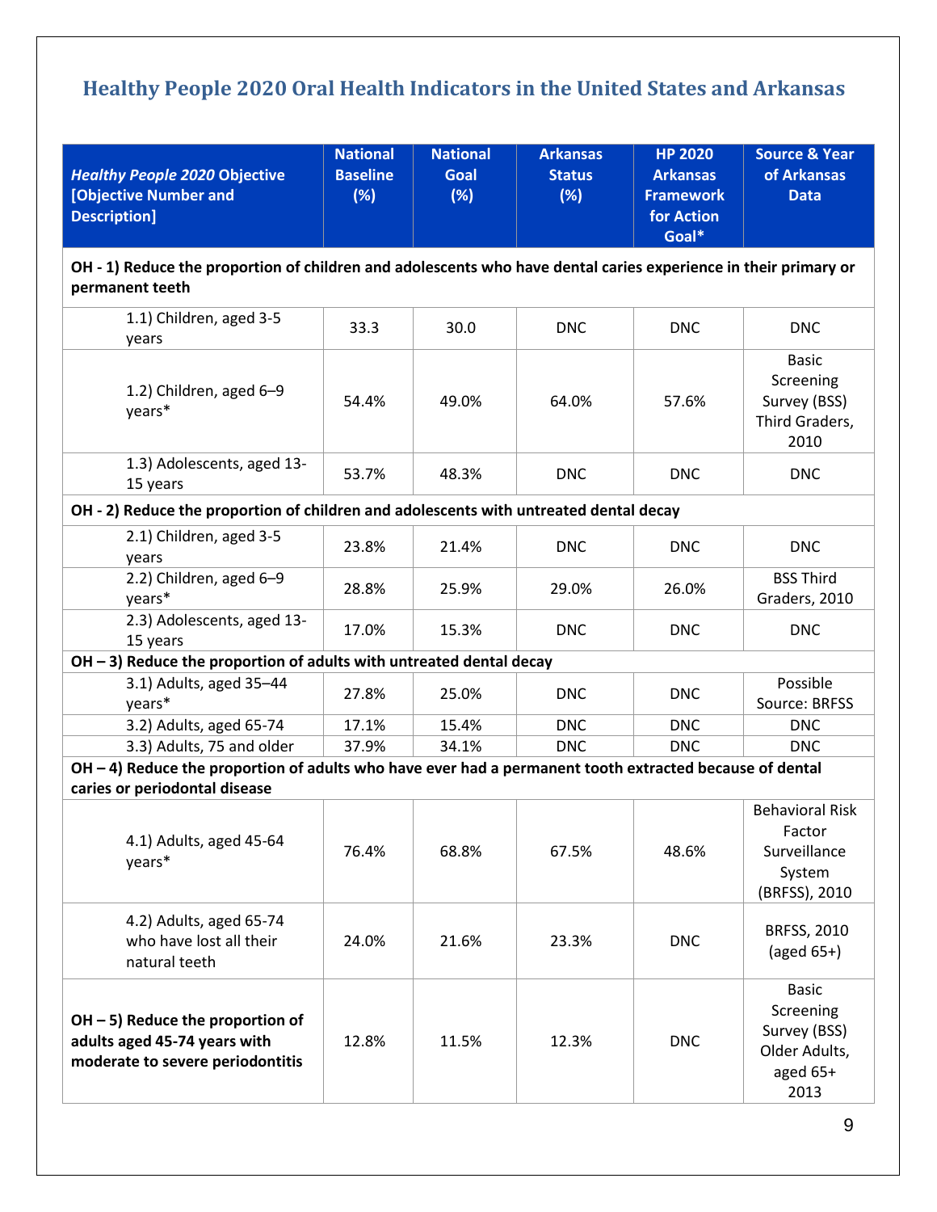# Healthy People 2020 Oral Health Indicators in the United States and Arkansas

| *Healthy People 2020* Objective [Objective Number and Description] | National Baseline (%) | National Goal (%) | Arkansas Status (%) | HP 2020 Arkansas Framework for Action Goal* | Source & Year of Arkansas Data |
|---|---|---|---|---|---|
| **OH - 1) Reduce the proportion of children and adolescents who have dental caries experience in their primary or permanent teeth** | | | | | |
| 1.1) Children, aged 3-5 years | 33.3 | 30.0 | DNC | DNC | DNC |
| 1.2) Children, aged 6–9 years* | 54.4% | 49.0% | 64.0% | 57.6% | Basic Screening Survey (BSS) Third Graders, 2010 |
| 1.3) Adolescents, aged 13-15 years | 53.7% | 48.3% | DNC | DNC | DNC |
| **OH - 2) Reduce the proportion of children and adolescents with untreated dental decay** | | | | | |
| 2.1) Children, aged 3-5 years | 23.8% | 21.4% | DNC | DNC | DNC |
| 2.2) Children, aged 6–9 years* | 28.8% | 25.9% | 29.0% | 26.0% | BSS Third Graders, 2010 |
| 2.3) Adolescents, aged 13-15 years | 17.0% | 15.3% | DNC | DNC | DNC |
| **OH – 3) Reduce the proportion of adults with untreated dental decay** | | | | | |
| 3.1) Adults, aged 35–44 years* | 27.8% | 25.0% | DNC | DNC | Possible Source: BRFSS |
| 3.2) Adults, aged 65-74 | 17.1% | 15.4% | DNC | DNC | DNC |
| 3.3) Adults, 75 and older | 37.9% | 34.1% | DNC | DNC | DNC |
| **OH – 4) Reduce the proportion of adults who have ever had a permanent tooth extracted because of dental caries or periodontal disease** | | | | | |
| 4.1) Adults, aged 45-64 years* | 76.4% | 68.8% | 67.5% | 48.6% | Behavioral Risk Factor Surveillance System (BRFSS), 2010 |
| 4.2) Adults, aged 65-74 who have lost all their natural teeth | 24.0% | 21.6% | 23.3% | DNC | BRFSS, 2010 (aged 65+) |
| **OH – 5) Reduce the proportion of adults aged 45-74 years with moderate to severe periodontitis** | 12.8% | 11.5% | 12.3% | DNC | Basic Screening Survey (BSS) Older Adults, aged 65+ 2013 |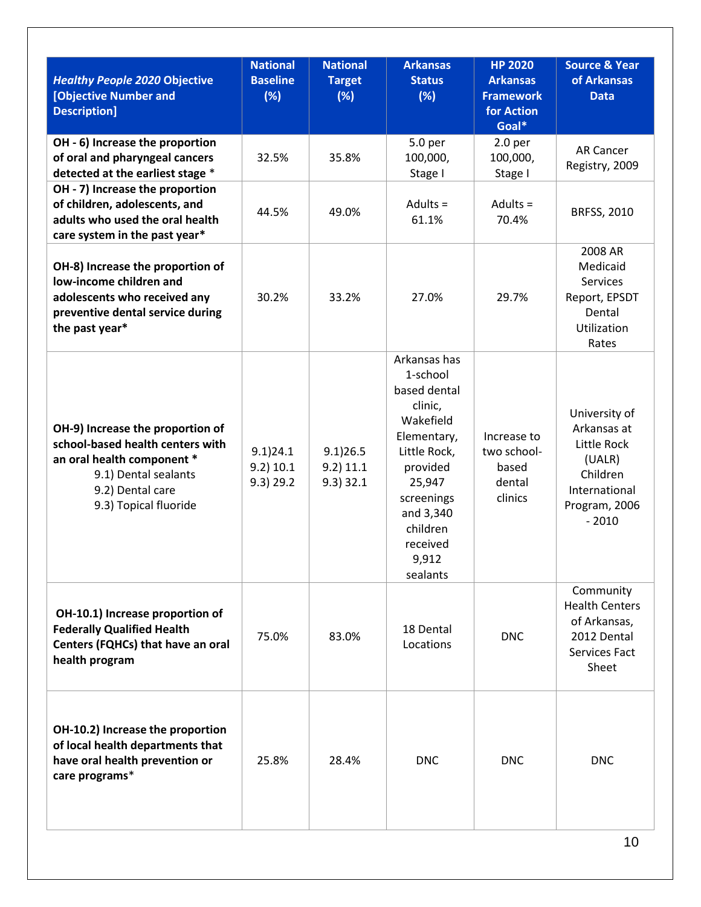| *Healthy People 2020* Objective [Objective Number and Description] | National Baseline (%) | National Target (%) | Arkansas Status (%) | HP 2020 Arkansas Framework for Action Goal* | Source & Year of Arkansas Data |
|---|---|---|---|---|---|
| **OH - 6) Increase the proportion of oral and pharyngeal cancers detected at the earliest stage** * | 32.5% | 35.8% | 5.0 per 100,000, Stage I | 2.0 per 100,000, Stage I | AR Cancer Registry, 2009 |
| **OH - 7) Increase the proportion of children, adolescents, and adults who used the oral health care system in the past year*** | 44.5% | 49.0% | Adults = 61.1% | Adults = 70.4% | BRFSS, 2010 |
| **OH-8) Increase the proportion of low-income children and adolescents who received any preventive dental service during the past year*** | 30.2% | 33.2% | 27.0% | 29.7% | 2008 AR Medicaid Services Report, EPSDT Dental Utilization Rates |
| **OH-9) Increase the proportion of school-based health centers with an oral health component** * <br>9.1) Dental sealants<br>9.2) Dental care<br>9.3) Topical fluoride | 9.1)24.1<br>9.2) 10.1<br>9.3) 29.2 | 9.1)26.5<br>9.2) 11.1<br>9.3) 32.1 | Arkansas has 1-school based dental clinic, Wakefield Elementary, Little Rock, provided 25,947 screenings and 3,340 children received 9,912 sealants | Increase to two school-based dental clinics | University of Arkansas at Little Rock (UALR) Children International Program, 2006 - 2010 |
| **OH-10.1) Increase proportion of Federally Qualified Health Centers (FQHCs) that have an oral health program** | 75.0% | 83.0% | 18 Dental Locations | DNC | Community Health Centers of Arkansas, 2012 Dental Services Fact Sheet |
| **OH-10.2) Increase the proportion of local health departments that have oral health prevention or care programs*** | 25.8% | 28.4% | DNC | DNC | DNC |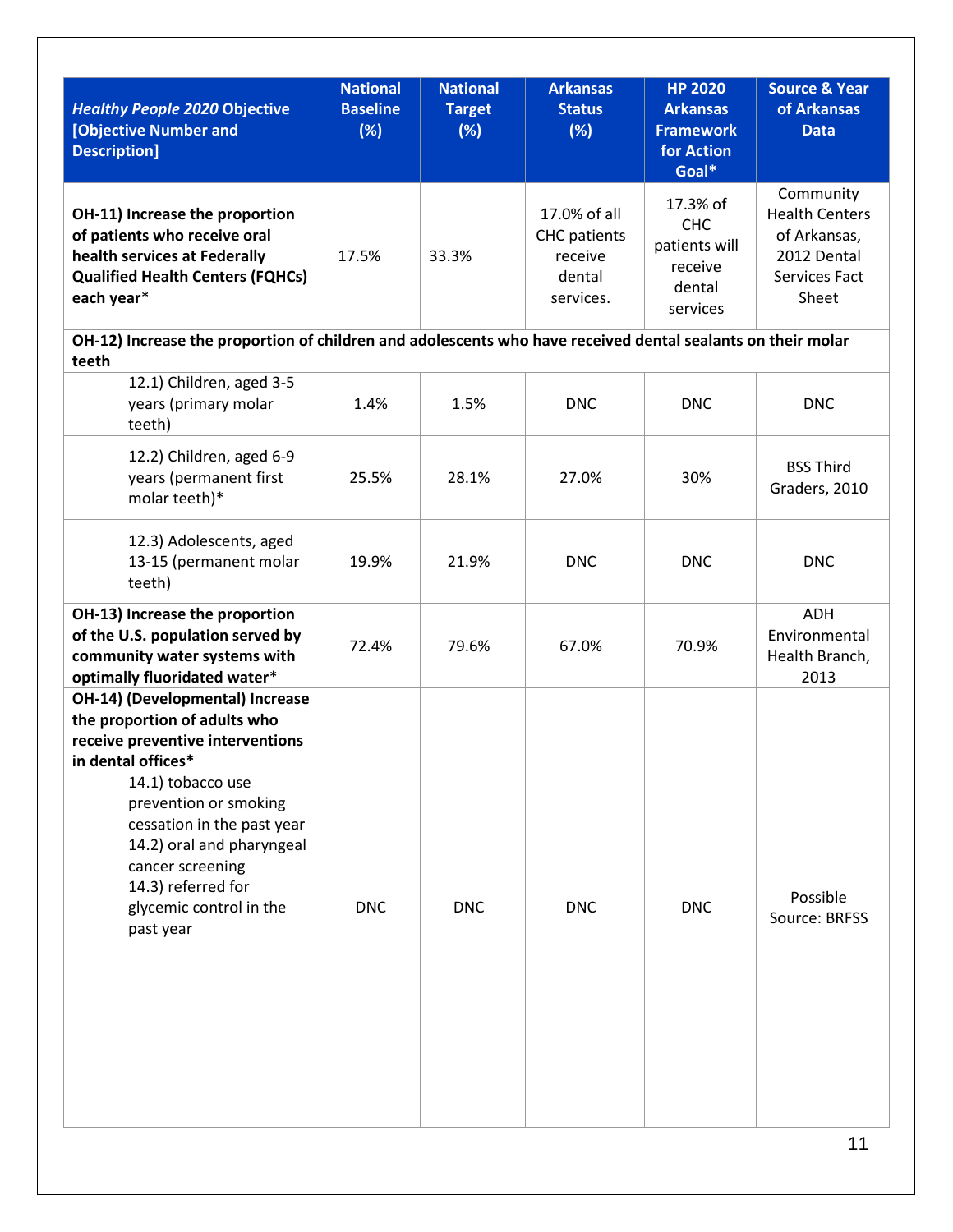| *Healthy People 2020* Objective [Objective Number and Description] | National Baseline (%) | National Target (%) | Arkansas Status (%) | HP 2020 Arkansas Framework for Action Goal* | Source & Year of Arkansas Data |
|---|---|---|---|---|---|
| **OH-11) Increase the proportion of patients who receive oral health services at Federally Qualified Health Centers (FQHCs) each year*** | 17.5% | 33.3% | 17.0% of all CHC patients receive dental services. | 17.3% of CHC patients will receive dental services | Community Health Centers of Arkansas, 2012 Dental Services Fact Sheet |
| **OH-12) Increase the proportion of children and adolescents who have received dental sealants on their molar teeth** | | | | | |
| 12.1) Children, aged 3-5 years (primary molar teeth) | 1.4% | 1.5% | DNC | DNC | DNC |
| 12.2) Children, aged 6-9 years (permanent first molar teeth)* | 25.5% | 28.1% | 27.0% | 30% | BSS Third Graders, 2010 |
| 12.3) Adolescents, aged 13-15 (permanent molar teeth) | 19.9% | 21.9% | DNC | DNC | DNC |
| **OH-13) Increase the proportion of the U.S. population served by community water systems with optimally fluoridated water*** | 72.4% | 79.6% | 67.0% | 70.9% | ADH Environmental Health Branch, 2013 |
| **OH-14) (Developmental) Increase the proportion of adults who receive preventive interventions in dental offices***<br>14.1) tobacco use prevention or smoking cessation in the past year<br>14.2) oral and pharyngeal cancer screening<br>14.3) referred for glycemic control in the past year | DNC | DNC | DNC | DNC | Possible Source: BRFSS |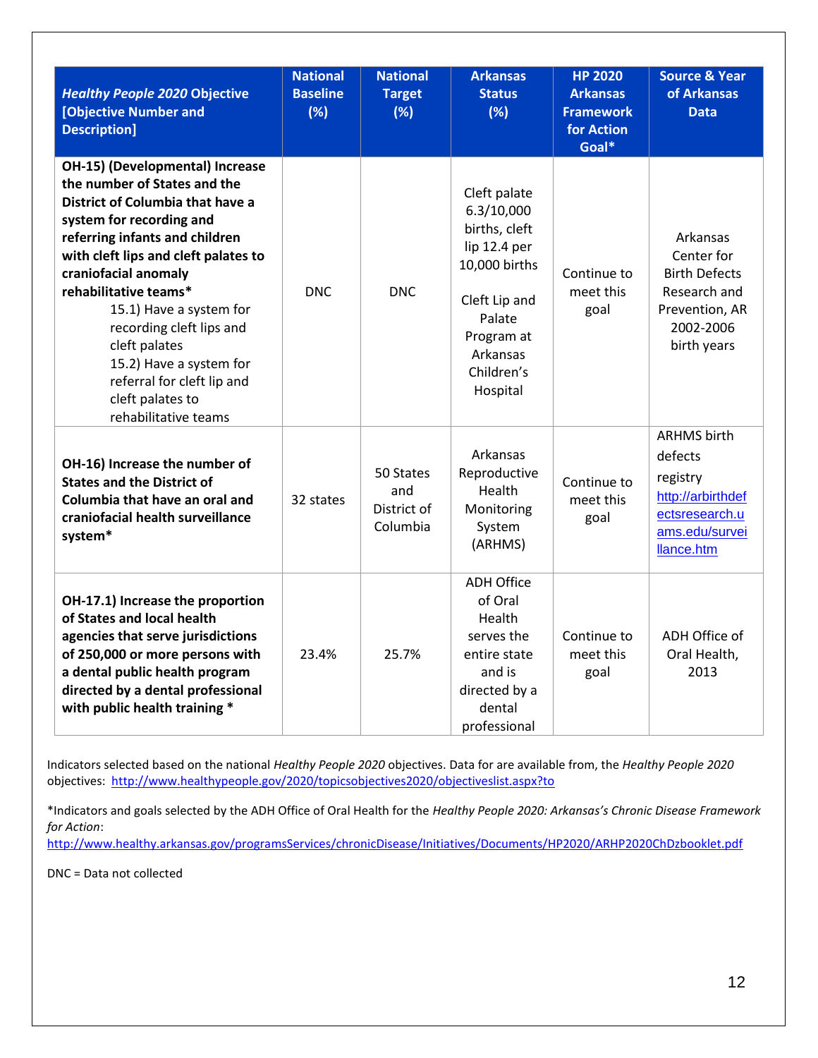| *Healthy People 2020* Objective [Objective Number and Description] | National Baseline (%) | National Target (%) | Arkansas Status (%) | HP 2020 Arkansas Framework for Action Goal* | Source & Year of Arkansas Data |
|---|---|---|---|---|---|
| **OH-15) (Developmental) Increase the number of States and the District of Columbia that have a system for recording and referring infants and children with cleft lips and cleft palates to craniofacial anomaly rehabilitative teams*** <br> 15.1) Have a system for recording cleft lips and cleft palates <br> 15.2) Have a system for referral for cleft lip and cleft palates to rehabilitative teams | DNC | DNC | Cleft palate 6.3/10,000 births, cleft lip 12.4 per 10,000 births <br><br> Cleft Lip and Palate Program at Arkansas Children's Hospital | Continue to meet this goal | Arkansas Center for Birth Defects Research and Prevention, AR 2002-2006 birth years |
| **OH-16) Increase the number of States and the District of Columbia that have an oral and craniofacial health surveillance system*** | 32 states | 50 States and District of Columbia | Arkansas Reproductive Health Monitoring System (ARHMS) | Continue to meet this goal | ARHMS birth defects registry http://arbirthdefectsresearch.uams.edu/surveillance.htm |
| **OH-17.1) Increase the proportion of States and local health agencies that serve jurisdictions of 250,000 or more persons with a dental public health program directed by a dental professional with public health training *** | 23.4% | 25.7% | ADH Office of Oral Health serves the entire state and is directed by a dental professional | Continue to meet this goal | ADH Office of Oral Health, 2013 |

Indicators selected based on the national *Healthy People 2020* objectives. Data for are available from, the *Healthy People 2020* objectives: http://www.healthypeople.gov/2020/topicsobjectives2020/objectiveslist.aspx?to

*Indicators and goals selected by the ADH Office of Oral Health for the *Healthy People 2020: Arkansas's Chronic Disease Framework for Action*:
http://www.healthy.arkansas.gov/programsServices/chronicDisease/Initiatives/Documents/HP2020/ARHP2020ChDzbooklet.pdf

DNC = Data not collected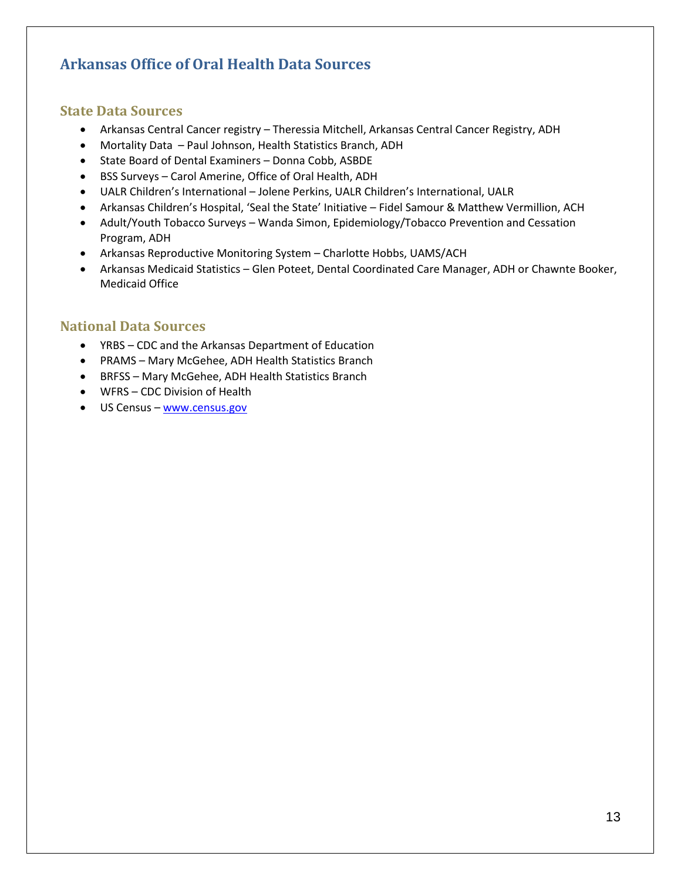## Arkansas Office of Oral Health Data Sources

### State Data Sources

- Arkansas Central Cancer registry – Theressia Mitchell, Arkansas Central Cancer Registry, ADH
- Mortality Data – Paul Johnson, Health Statistics Branch, ADH
- State Board of Dental Examiners – Donna Cobb, ASBDE
- BSS Surveys – Carol Amerine, Office of Oral Health, ADH
- UALR Children's International – Jolene Perkins, UALR Children's International, UALR
- Arkansas Children's Hospital, 'Seal the State' Initiative – Fidel Samour & Matthew Vermillion, ACH
- Adult/Youth Tobacco Surveys – Wanda Simon, Epidemiology/Tobacco Prevention and Cessation Program, ADH
- Arkansas Reproductive Monitoring System – Charlotte Hobbs, UAMS/ACH
- Arkansas Medicaid Statistics – Glen Poteet, Dental Coordinated Care Manager, ADH or Chawnte Booker, Medicaid Office

### National Data Sources

- YRBS – CDC and the Arkansas Department of Education
- PRAMS – Mary McGehee, ADH Health Statistics Branch
- BRFSS – Mary McGehee, ADH Health Statistics Branch
- WFRS – CDC Division of Health
- US Census – www.census.gov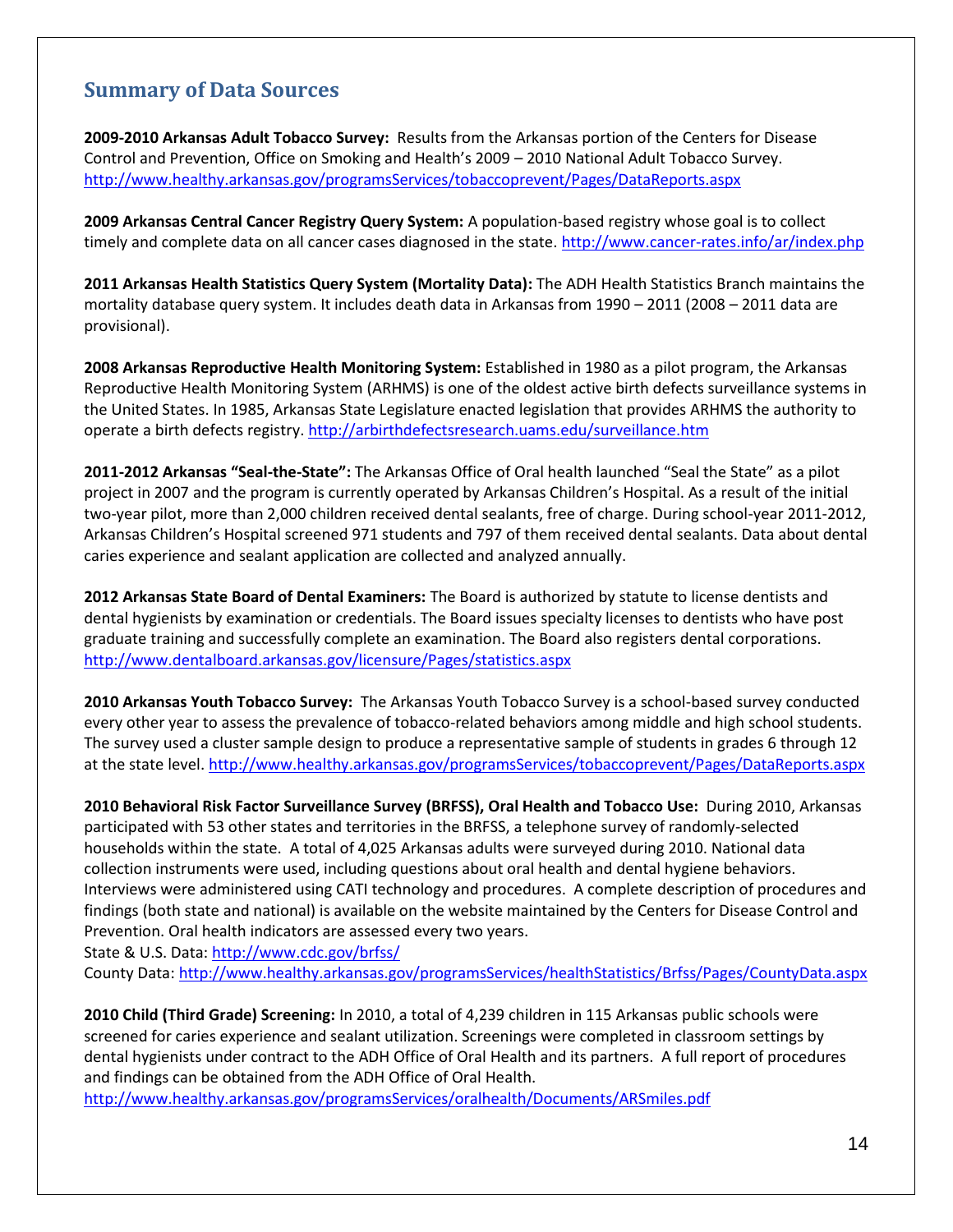## Summary of Data Sources

**2009-2010 Arkansas Adult Tobacco Survey:** Results from the Arkansas portion of the Centers for Disease Control and Prevention, Office on Smoking and Health's 2009 – 2010 National Adult Tobacco Survey. http://www.healthy.arkansas.gov/programsServices/tobaccoprevent/Pages/DataReports.aspx

**2009 Arkansas Central Cancer Registry Query System:** A population-based registry whose goal is to collect timely and complete data on all cancer cases diagnosed in the state. http://www.cancer-rates.info/ar/index.php

**2011 Arkansas Health Statistics Query System (Mortality Data):** The ADH Health Statistics Branch maintains the mortality database query system. It includes death data in Arkansas from 1990 – 2011 (2008 – 2011 data are provisional).

**2008 Arkansas Reproductive Health Monitoring System:** Established in 1980 as a pilot program, the Arkansas Reproductive Health Monitoring System (ARHMS) is one of the oldest active birth defects surveillance systems in the United States. In 1985, Arkansas State Legislature enacted legislation that provides ARHMS the authority to operate a birth defects registry. http://arbirthdefectsresearch.uams.edu/surveillance.htm

**2011-2012 Arkansas "Seal-the-State":** The Arkansas Office of Oral health launched "Seal the State" as a pilot project in 2007 and the program is currently operated by Arkansas Children's Hospital. As a result of the initial two-year pilot, more than 2,000 children received dental sealants, free of charge. During school-year 2011-2012, Arkansas Children's Hospital screened 971 students and 797 of them received dental sealants. Data about dental caries experience and sealant application are collected and analyzed annually.

**2012 Arkansas State Board of Dental Examiners:** The Board is authorized by statute to license dentists and dental hygienists by examination or credentials. The Board issues specialty licenses to dentists who have post graduate training and successfully complete an examination. The Board also registers dental corporations. http://www.dentalboard.arkansas.gov/licensure/Pages/statistics.aspx

**2010 Arkansas Youth Tobacco Survey:** The Arkansas Youth Tobacco Survey is a school-based survey conducted every other year to assess the prevalence of tobacco-related behaviors among middle and high school students. The survey used a cluster sample design to produce a representative sample of students in grades 6 through 12 at the state level. http://www.healthy.arkansas.gov/programsServices/tobaccoprevent/Pages/DataReports.aspx

**2010 Behavioral Risk Factor Surveillance Survey (BRFSS), Oral Health and Tobacco Use:** During 2010, Arkansas participated with 53 other states and territories in the BRFSS, a telephone survey of randomly-selected households within the state. A total of 4,025 Arkansas adults were surveyed during 2010. National data collection instruments were used, including questions about oral health and dental hygiene behaviors. Interviews were administered using CATI technology and procedures. A complete description of procedures and findings (both state and national) is available on the website maintained by the Centers for Disease Control and Prevention. Oral health indicators are assessed every two years.
State & U.S. Data: http://www.cdc.gov/brfss/
County Data: http://www.healthy.arkansas.gov/programsServices/healthStatistics/Brfss/Pages/CountyData.aspx

**2010 Child (Third Grade) Screening:** In 2010, a total of 4,239 children in 115 Arkansas public schools were screened for caries experience and sealant utilization. Screenings were completed in classroom settings by dental hygienists under contract to the ADH Office of Oral Health and its partners. A full report of procedures and findings can be obtained from the ADH Office of Oral Health.
http://www.healthy.arkansas.gov/programsServices/oralhealth/Documents/ARSmiles.pdf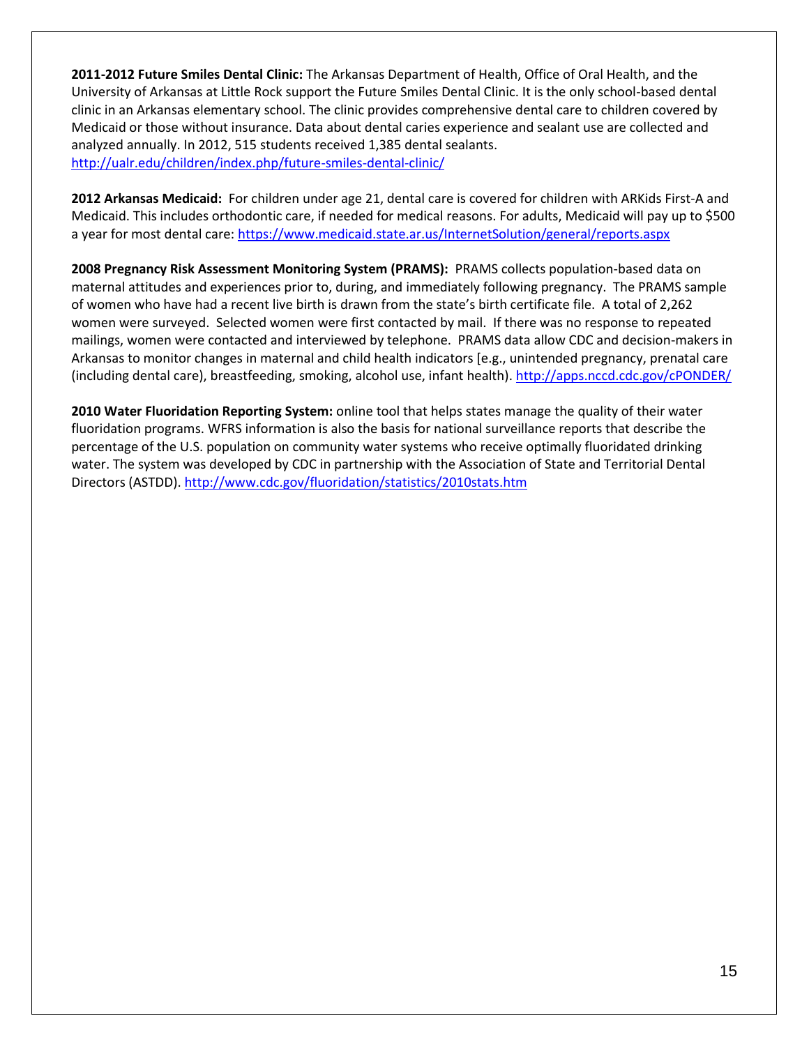**2011-2012 Future Smiles Dental Clinic:** The Arkansas Department of Health, Office of Oral Health, and the University of Arkansas at Little Rock support the Future Smiles Dental Clinic. It is the only school-based dental clinic in an Arkansas elementary school. The clinic provides comprehensive dental care to children covered by Medicaid or those without insurance. Data about dental caries experience and sealant use are collected and analyzed annually. In 2012, 515 students received 1,385 dental sealants. http://ualr.edu/children/index.php/future-smiles-dental-clinic/

**2012 Arkansas Medicaid:** For children under age 21, dental care is covered for children with ARKids First-A and Medicaid. This includes orthodontic care, if needed for medical reasons. For adults, Medicaid will pay up to $500 a year for most dental care: https://www.medicaid.state.ar.us/InternetSolution/general/reports.aspx

**2008 Pregnancy Risk Assessment Monitoring System (PRAMS):** PRAMS collects population-based data on maternal attitudes and experiences prior to, during, and immediately following pregnancy. The PRAMS sample of women who have had a recent live birth is drawn from the state's birth certificate file. A total of 2,262 women were surveyed. Selected women were first contacted by mail. If there was no response to repeated mailings, women were contacted and interviewed by telephone. PRAMS data allow CDC and decision-makers in Arkansas to monitor changes in maternal and child health indicators [e.g., unintended pregnancy, prenatal care (including dental care), breastfeeding, smoking, alcohol use, infant health). http://apps.nccd.cdc.gov/cPONDER/

**2010 Water Fluoridation Reporting System:** online tool that helps states manage the quality of their water fluoridation programs. WFRS information is also the basis for national surveillance reports that describe the percentage of the U.S. population on community water systems who receive optimally fluoridated drinking water. The system was developed by CDC in partnership with the Association of State and Territorial Dental Directors (ASTDD). http://www.cdc.gov/fluoridation/statistics/2010stats.htm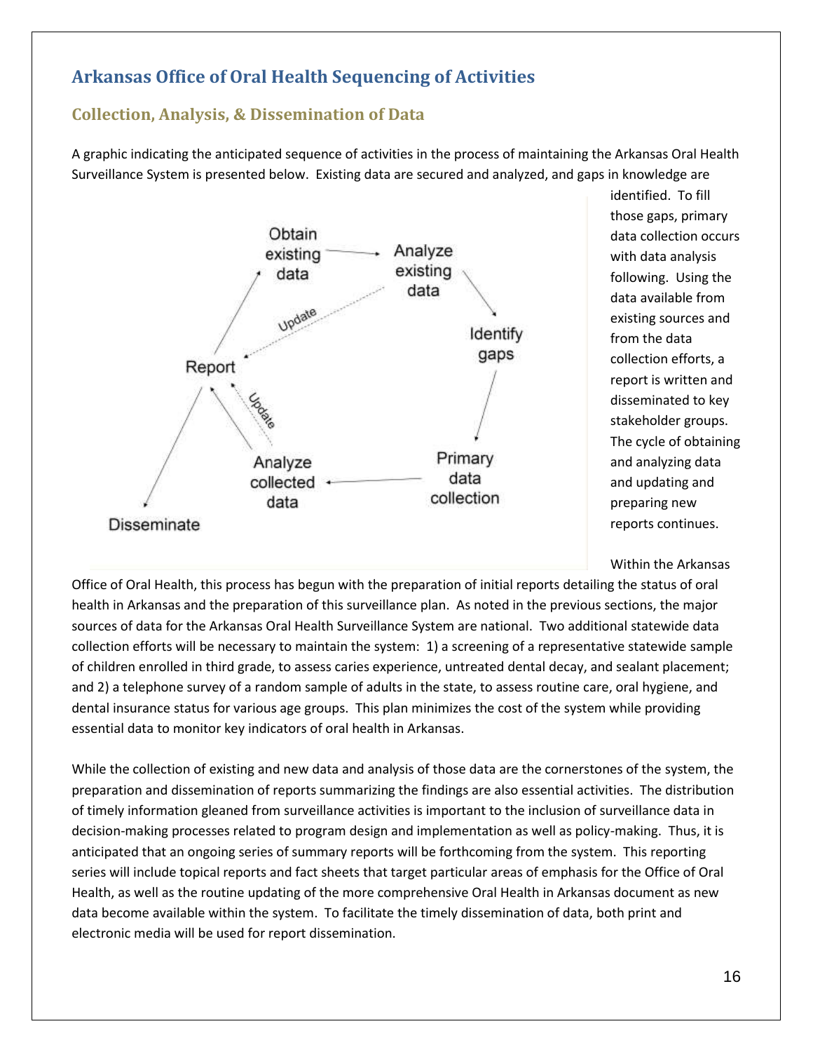## Arkansas Office of Oral Health Sequencing of Activities

### Collection, Analysis, & Dissemination of Data

A graphic indicating the anticipated sequence of activities in the process of maintaining the Arkansas Oral Health Surveillance System is presented below. Existing data are secured and analyzed, and gaps in knowledge are identified. To fill those gaps, primary data collection occurs with data analysis following. Using the data available from existing sources and from the data collection efforts, a report is written and disseminated to key stakeholder groups. The cycle of obtaining and analyzing data and updating and preparing new reports continues.

Within the Arkansas Office of Oral Health, this process has begun with the preparation of initial reports detailing the status of oral health in Arkansas and the preparation of this surveillance plan. As noted in the previous sections, the major sources of data for the Arkansas Oral Health Surveillance System are national. Two additional statewide data collection efforts will be necessary to maintain the system: 1) a screening of a representative statewide sample of children enrolled in third grade, to assess caries experience, untreated dental decay, and sealant placement; and 2) a telephone survey of a random sample of adults in the state, to assess routine care, oral hygiene, and dental insurance status for various age groups. This plan minimizes the cost of the system while providing essential data to monitor key indicators of oral health in Arkansas.

While the collection of existing and new data and analysis of those data are the cornerstones of the system, the preparation and dissemination of reports summarizing the findings are also essential activities. The distribution of timely information gleaned from surveillance activities is important to the inclusion of surveillance data in decision-making processes related to program design and implementation as well as policy-making. Thus, it is anticipated that an ongoing series of summary reports will be forthcoming from the system. This reporting series will include topical reports and fact sheets that target particular areas of emphasis for the Office of Oral Health, as well as the routine updating of the more comprehensive Oral Health in Arkansas document as new data become available within the system. To facilitate the timely dissemination of data, both print and electronic media will be used for report dissemination.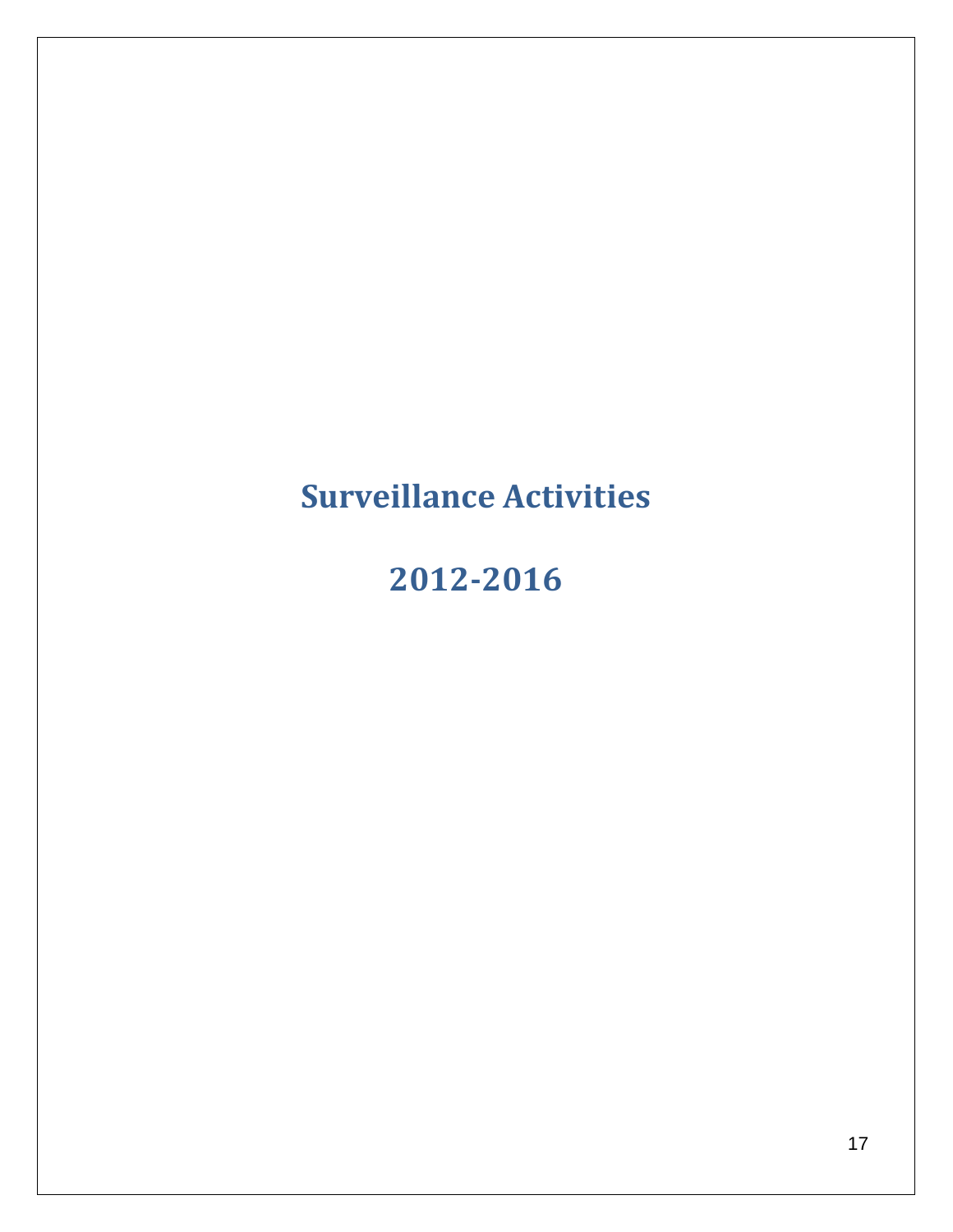# Surveillance Activities

# 2012-2016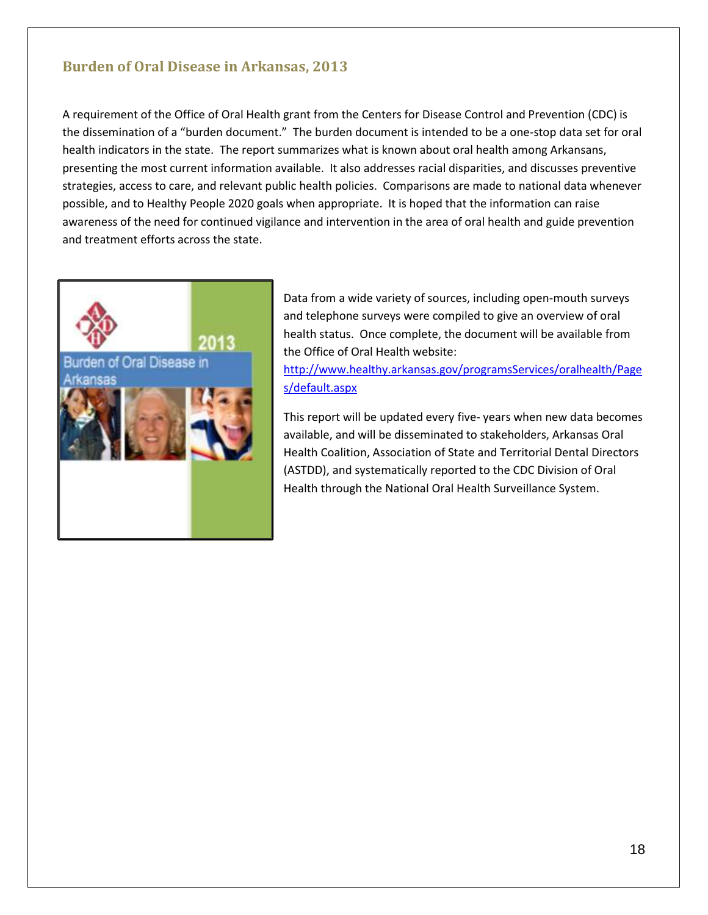## Burden of Oral Disease in Arkansas, 2013

A requirement of the Office of Oral Health grant from the Centers for Disease Control and Prevention (CDC) is the dissemination of a "burden document." The burden document is intended to be a one-stop data set for oral health indicators in the state. The report summarizes what is known about oral health among Arkansans, presenting the most current information available. It also addresses racial disparities, and discusses preventive strategies, access to care, and relevant public health policies. Comparisons are made to national data whenever possible, and to Healthy People 2020 goals when appropriate. It is hoped that the information can raise awareness of the need for continued vigilance and intervention in the area of oral health and guide prevention and treatment efforts across the state.

Data from a wide variety of sources, including open-mouth surveys and telephone surveys were compiled to give an overview of oral health status. Once complete, the document will be available from the Office of Oral Health website: [http://www.healthy.arkansas.gov/programsServices/oralhealth/Pages/default.aspx](http://www.healthy.arkansas.gov/programsServices/oralhealth/Pages/default.aspx)

This report will be updated every five- years when new data becomes available, and will be disseminated to stakeholders, Arkansas Oral Health Coalition, Association of State and Territorial Dental Directors (ASTDD), and systematically reported to the CDC Division of Oral Health through the National Oral Health Surveillance System.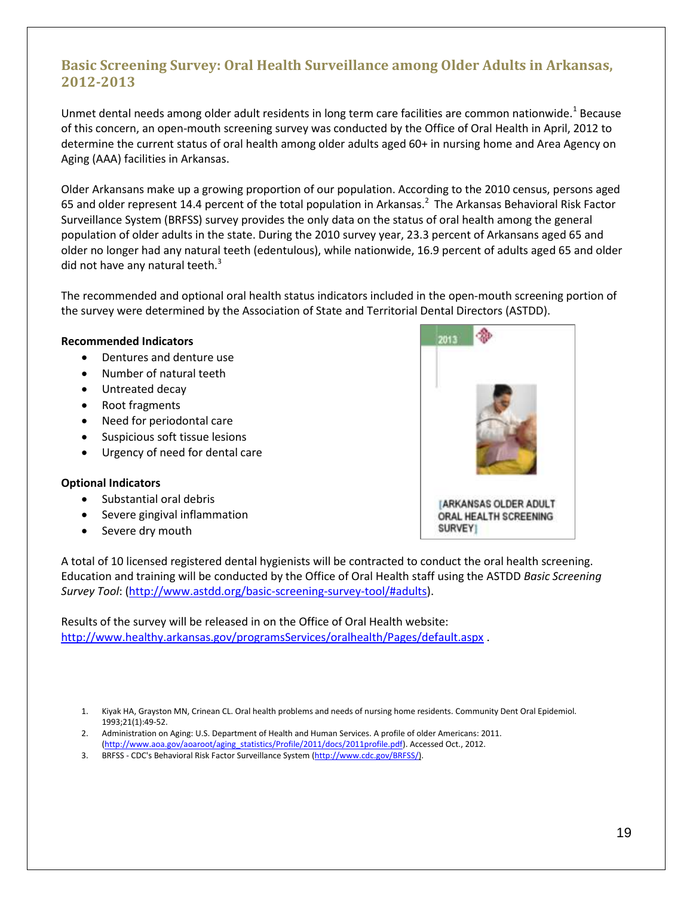## Basic Screening Survey: Oral Health Surveillance among Older Adults in Arkansas, 2012-2013

Unmet dental needs among older adult residents in long term care facilities are common nationwide.[1] Because of this concern, an open-mouth screening survey was conducted by the Office of Oral Health in April, 2012 to determine the current status of oral health among older adults aged 60+ in nursing home and Area Agency on Aging (AAA) facilities in Arkansas.

Older Arkansans make up a growing proportion of our population. According to the 2010 census, persons aged 65 and older represent 14.4 percent of the total population in Arkansas.[2] The Arkansas Behavioral Risk Factor Surveillance System (BRFSS) survey provides the only data on the status of oral health among the general population of older adults in the state. During the 2010 survey year, 23.3 percent of Arkansans aged 65 and older no longer had any natural teeth (edentulous), while nationwide, 16.9 percent of adults aged 65 and older did not have any natural teeth.[3]

The recommended and optional oral health status indicators included in the open-mouth screening portion of the survey were determined by the Association of State and Territorial Dental Directors (ASTDD).

**Recommended Indicators**

- Dentures and denture use
- Number of natural teeth
- Untreated decay
- Root fragments
- Need for periodontal care
- Suspicious soft tissue lesions
- Urgency of need for dental care

**Optional Indicators**

- Substantial oral debris
- Severe gingival inflammation
- Severe dry mouth

2013

[ARKANSAS OLDER ADULT ORAL HEALTH SCREENING SURVEY]

A total of 10 licensed registered dental hygienists will be contracted to conduct the oral health screening. Education and training will be conducted by the Office of Oral Health staff using the ASTDD *Basic Screening Survey Tool*: (http://www.astdd.org/basic-screening-survey-tool/#adults).

Results of the survey will be released in on the Office of Oral Health website: http://www.healthy.arkansas.gov/programsServices/oralhealth/Pages/default.aspx .

1. Kiyak HA, Grayston MN, Crinean CL. Oral health problems and needs of nursing home residents. Community Dent Oral Epidemiol. 1993;21(1):49-52.
2. Administration on Aging: U.S. Department of Health and Human Services. A profile of older Americans: 2011. (http://www.aoa.gov/aoaroot/aging_statistics/Profile/2011/docs/2011profile.pdf). Accessed Oct., 2012.
3. BRFSS - CDC's Behavioral Risk Factor Surveillance System (http://www.cdc.gov/BRFSS/).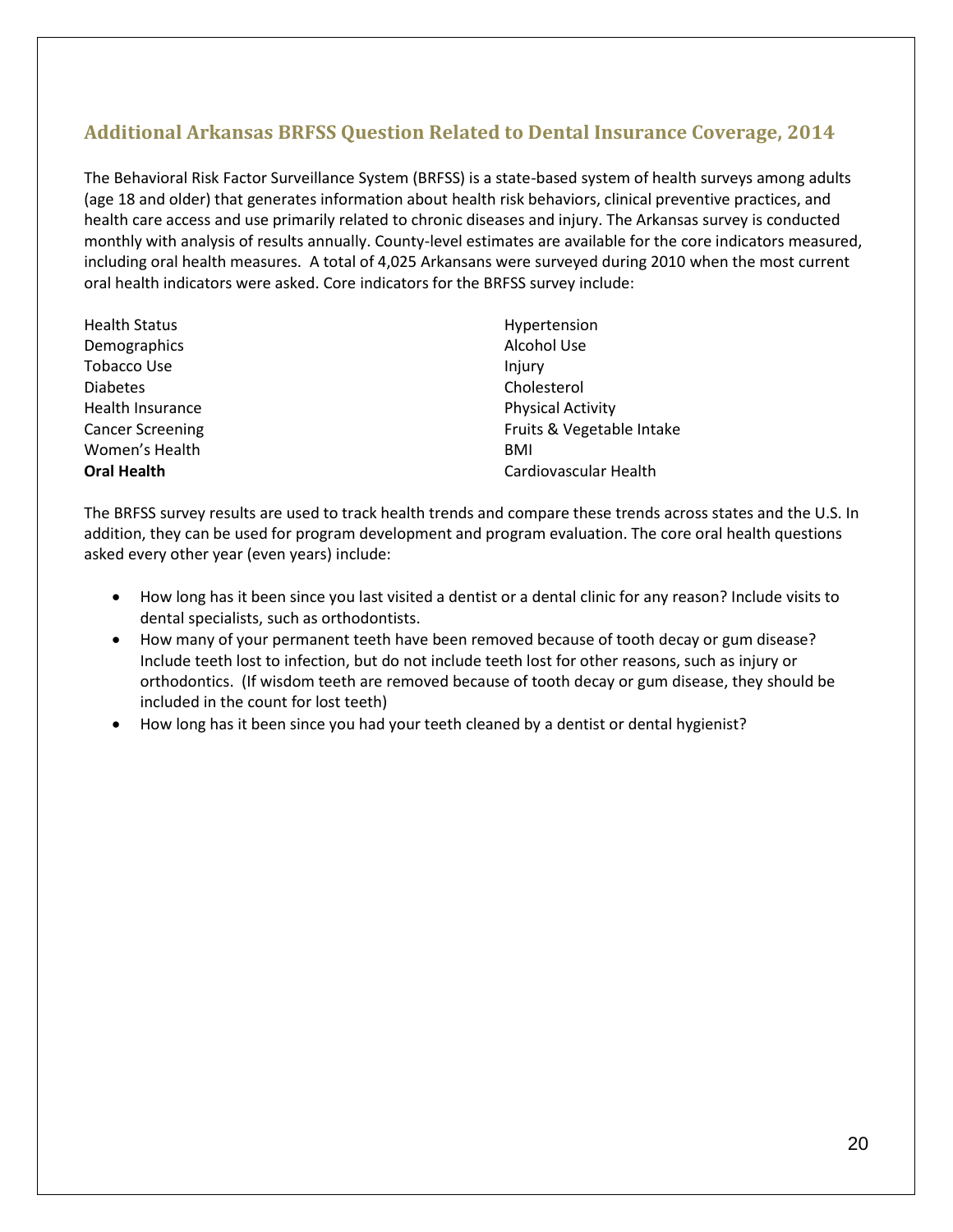## Additional Arkansas BRFSS Question Related to Dental Insurance Coverage, 2014

The Behavioral Risk Factor Surveillance System (BRFSS) is a state-based system of health surveys among adults (age 18 and older) that generates information about health risk behaviors, clinical preventive practices, and health care access and use primarily related to chronic diseases and injury. The Arkansas survey is conducted monthly with analysis of results annually. County-level estimates are available for the core indicators measured, including oral health measures. A total of 4,025 Arkansans were surveyed during 2010 when the most current oral health indicators were asked. Core indicators for the BRFSS survey include:

Health Status
Demographics
Tobacco Use
Diabetes
Health Insurance
Cancer Screening
Women's Health
**Oral Health**
Hypertension
Alcohol Use
Injury
Cholesterol
Physical Activity
Fruits & Vegetable Intake
BMI
Cardiovascular Health

The BRFSS survey results are used to track health trends and compare these trends across states and the U.S. In addition, they can be used for program development and program evaluation. The core oral health questions asked every other year (even years) include:

- How long has it been since you last visited a dentist or a dental clinic for any reason? Include visits to dental specialists, such as orthodontists.
- How many of your permanent teeth have been removed because of tooth decay or gum disease? Include teeth lost to infection, but do not include teeth lost for other reasons, such as injury or orthodontics. (If wisdom teeth are removed because of tooth decay or gum disease, they should be included in the count for lost teeth)
- How long has it been since you had your teeth cleaned by a dentist or dental hygienist?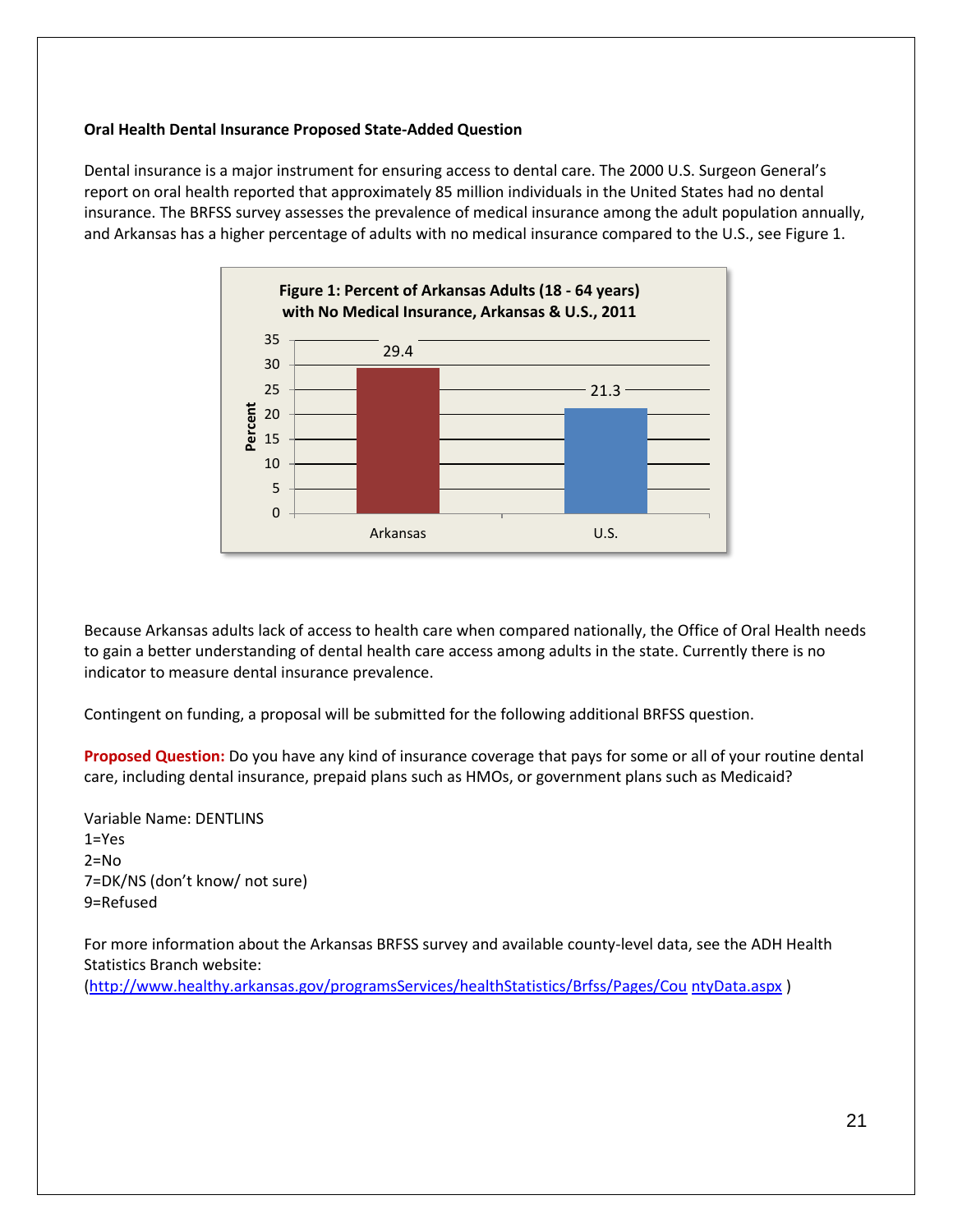**Oral Health Dental Insurance Proposed State-Added Question**

Dental insurance is a major instrument for ensuring access to dental care. The 2000 U.S. Surgeon General's report on oral health reported that approximately 85 million individuals in the United States had no dental insurance. The BRFSS survey assesses the prevalence of medical insurance among the adult population annually, and Arkansas has a higher percentage of adults with no medical insurance compared to the U.S., see Figure 1.

**Figure 1: Percent of Arkansas Adults (18 - 64 years) with No Medical Insurance, Arkansas & U.S., 2011**

| | Percent |
|---|---|
| Arkansas | 29.4 |
| U.S. | 21.3 |

Because Arkansas adults lack of access to health care when compared nationally, the Office of Oral Health needs to gain a better understanding of dental health care access among adults in the state. Currently there is no indicator to measure dental insurance prevalence.

Contingent on funding, a proposal will be submitted for the following additional BRFSS question.

**Proposed Question:** Do you have any kind of insurance coverage that pays for some or all of your routine dental care, including dental insurance, prepaid plans such as HMOs, or government plans such as Medicaid?

Variable Name: DENTLINS
1=Yes
2=No
7=DK/NS (don't know/ not sure)
9=Refused

For more information about the Arkansas BRFSS survey and available county-level data, see the ADH Health Statistics Branch website:
(http://www.healthy.arkansas.gov/programsServices/healthStatistics/Brfss/Pages/CountyData.aspx )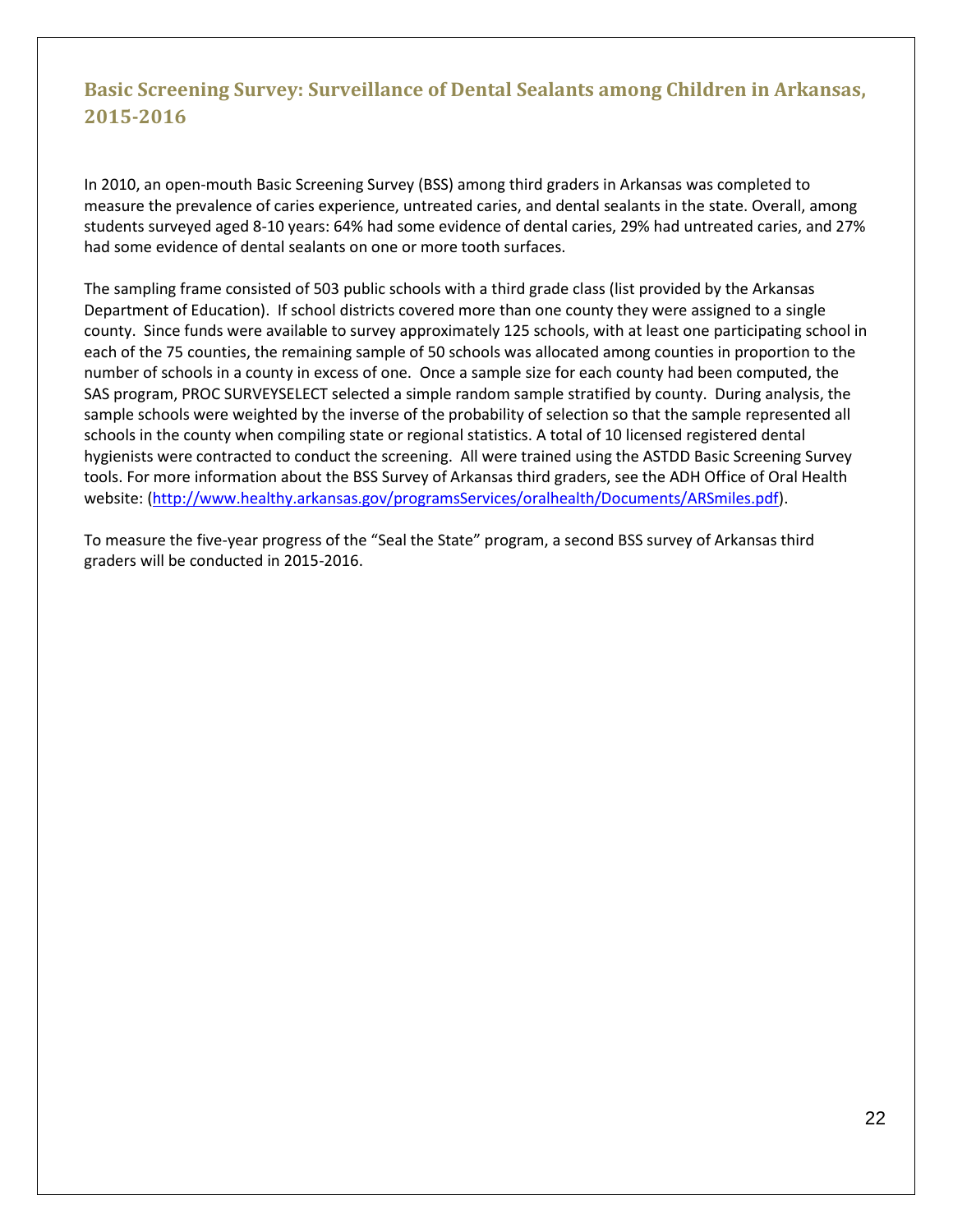## Basic Screening Survey: Surveillance of Dental Sealants among Children in Arkansas, 2015-2016

In 2010, an open-mouth Basic Screening Survey (BSS) among third graders in Arkansas was completed to measure the prevalence of caries experience, untreated caries, and dental sealants in the state. Overall, among students surveyed aged 8-10 years: 64% had some evidence of dental caries, 29% had untreated caries, and 27% had some evidence of dental sealants on one or more tooth surfaces.

The sampling frame consisted of 503 public schools with a third grade class (list provided by the Arkansas Department of Education). If school districts covered more than one county they were assigned to a single county. Since funds were available to survey approximately 125 schools, with at least one participating school in each of the 75 counties, the remaining sample of 50 schools was allocated among counties in proportion to the number of schools in a county in excess of one. Once a sample size for each county had been computed, the SAS program, PROC SURVEYSELECT selected a simple random sample stratified by county. During analysis, the sample schools were weighted by the inverse of the probability of selection so that the sample represented all schools in the county when compiling state or regional statistics. A total of 10 licensed registered dental hygienists were contracted to conduct the screening. All were trained using the ASTDD Basic Screening Survey tools. For more information about the BSS Survey of Arkansas third graders, see the ADH Office of Oral Health website: (http://www.healthy.arkansas.gov/programsServices/oralhealth/Documents/ARSmiles.pdf).

To measure the five-year progress of the "Seal the State" program, a second BSS survey of Arkansas third graders will be conducted in 2015-2016.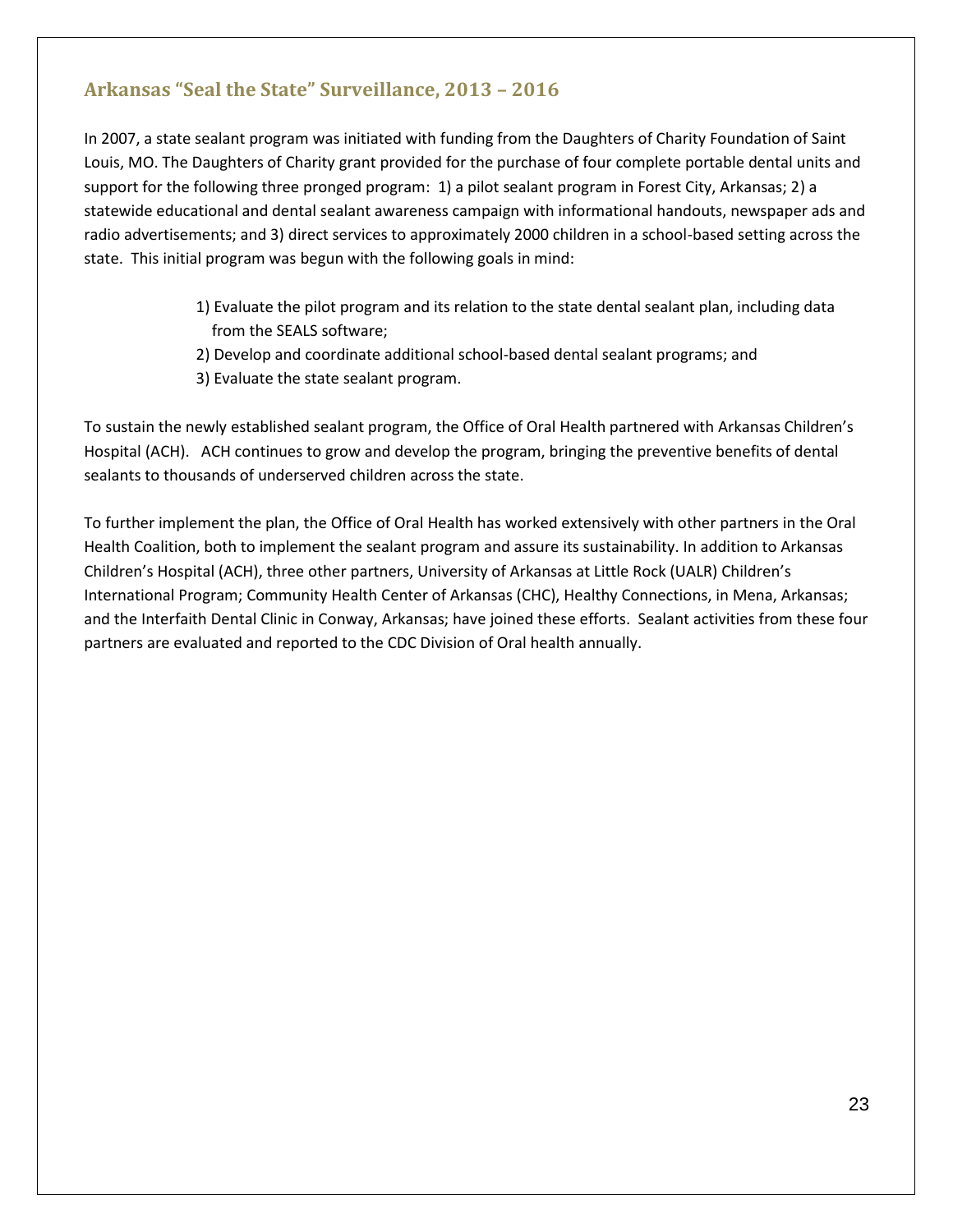## Arkansas "Seal the State" Surveillance, 2013 – 2016

In 2007, a state sealant program was initiated with funding from the Daughters of Charity Foundation of Saint Louis, MO. The Daughters of Charity grant provided for the purchase of four complete portable dental units and support for the following three pronged program: 1) a pilot sealant program in Forest City, Arkansas; 2) a statewide educational and dental sealant awareness campaign with informational handouts, newspaper ads and radio advertisements; and 3) direct services to approximately 2000 children in a school-based setting across the state. This initial program was begun with the following goals in mind:

1) Evaluate the pilot program and its relation to the state dental sealant plan, including data from the SEALS software;
2) Develop and coordinate additional school-based dental sealant programs; and
3) Evaluate the state sealant program.

To sustain the newly established sealant program, the Office of Oral Health partnered with Arkansas Children's Hospital (ACH). ACH continues to grow and develop the program, bringing the preventive benefits of dental sealants to thousands of underserved children across the state.

To further implement the plan, the Office of Oral Health has worked extensively with other partners in the Oral Health Coalition, both to implement the sealant program and assure its sustainability. In addition to Arkansas Children's Hospital (ACH), three other partners, University of Arkansas at Little Rock (UALR) Children's International Program; Community Health Center of Arkansas (CHC), Healthy Connections, in Mena, Arkansas; and the Interfaith Dental Clinic in Conway, Arkansas; have joined these efforts. Sealant activities from these four partners are evaluated and reported to the CDC Division of Oral health annually.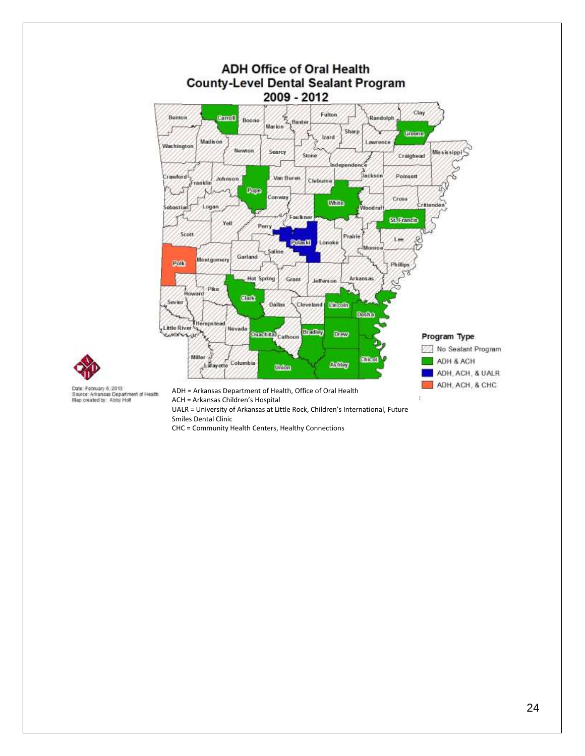## ADH Office of Oral Health County-Level Dental Sealant Program 2009 - 2012

**Program Type**

- No Sealant Program
- ADH & ACH
- ADH, ACH, & UALR
- ADH, ACH, & CHC

Date: February 6, 2013
Source: Arkansas Department of Health
Map created by: Abby Holt

ADH = Arkansas Department of Health, Office of Oral Health
ACH = Arkansas Children's Hospital
UALR = University of Arkansas at Little Rock, Children's International, Future Smiles Dental Clinic
CHC = Community Health Centers, Healthy Connections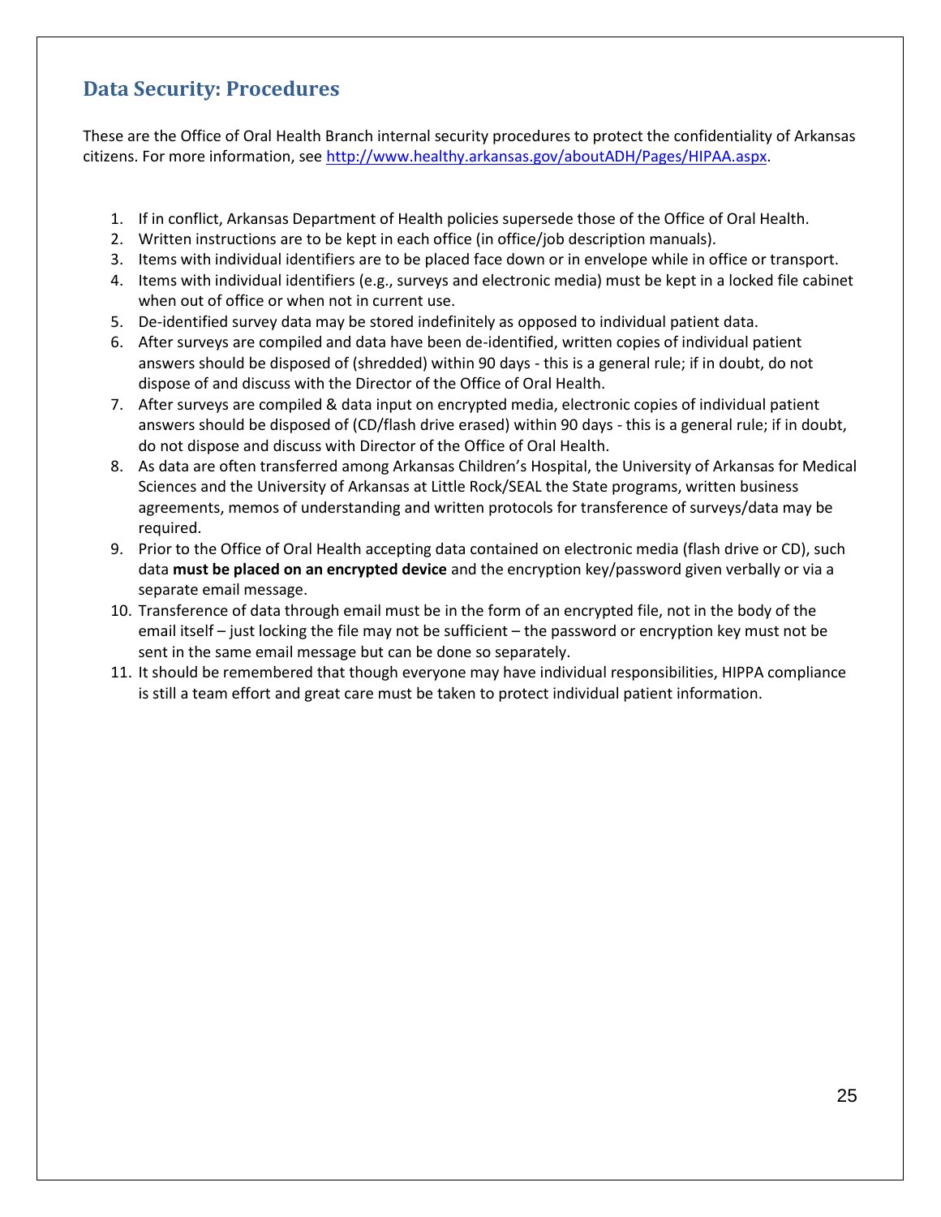## Data Security: Procedures

These are the Office of Oral Health Branch internal security procedures to protect the confidentiality of Arkansas citizens. For more information, see [http://www.healthy.arkansas.gov/aboutADH/Pages/HIPAA.aspx](http://www.healthy.arkansas.gov/aboutADH/Pages/HIPAA.aspx).

1. If in conflict, Arkansas Department of Health policies supersede those of the Office of Oral Health.
2. Written instructions are to be kept in each office (in office/job description manuals).
3. Items with individual identifiers are to be placed face down or in envelope while in office or transport.
4. Items with individual identifiers (e.g., surveys and electronic media) must be kept in a locked file cabinet when out of office or when not in current use.
5. De-identified survey data may be stored indefinitely as opposed to individual patient data.
6. After surveys are compiled and data have been de-identified, written copies of individual patient answers should be disposed of (shredded) within 90 days - this is a general rule; if in doubt, do not dispose of and discuss with the Director of the Office of Oral Health.
7. After surveys are compiled & data input on encrypted media, electronic copies of individual patient answers should be disposed of (CD/flash drive erased) within 90 days - this is a general rule; if in doubt, do not dispose and discuss with Director of the Office of Oral Health.
8. As data are often transferred among Arkansas Children's Hospital, the University of Arkansas for Medical Sciences and the University of Arkansas at Little Rock/SEAL the State programs, written business agreements, memos of understanding and written protocols for transference of surveys/data may be required.
9. Prior to the Office of Oral Health accepting data contained on electronic media (flash drive or CD), such data **must be placed on an encrypted device** and the encryption key/password given verbally or via a separate email message.
10. Transference of data through email must be in the form of an encrypted file, not in the body of the email itself – just locking the file may not be sufficient – the password or encryption key must not be sent in the same email message but can be done so separately.
11. It should be remembered that though everyone may have individual responsibilities, HIPPA compliance is still a team effort and great care must be taken to protect individual patient information.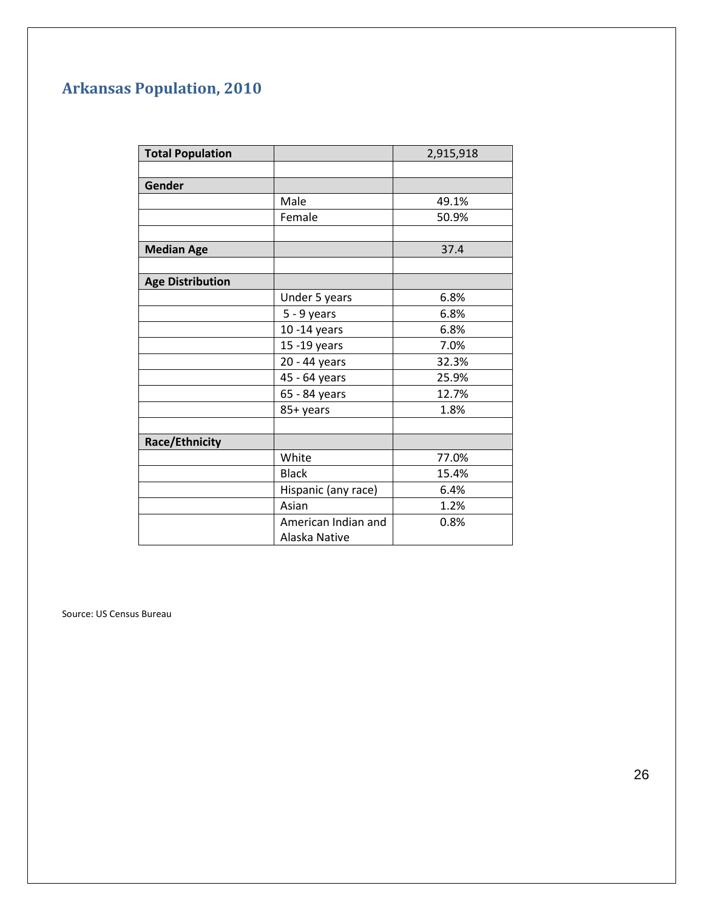## Arkansas Population, 2010

| | | |
|---|---|---|
| **Total Population** | | 2,915,918 |
| | | |
| **Gender** | | |
| | Male | 49.1% |
| | Female | 50.9% |
| | | |
| **Median Age** | | 37.4 |
| | | |
| **Age Distribution** | | |
| | Under 5 years | 6.8% |
| | 5 - 9 years | 6.8% |
| | 10 -14 years | 6.8% |
| | 15 -19 years | 7.0% |
| | 20 - 44 years | 32.3% |
| | 45 - 64 years | 25.9% |
| | 65 - 84 years | 12.7% |
| | 85+ years | 1.8% |
| | | |
| **Race/Ethnicity** | | |
| | White | 77.0% |
| | Black | 15.4% |
| | Hispanic (any race) | 6.4% |
| | Asian | 1.2% |
| | American Indian and Alaska Native | 0.8% |

Source: US Census Bureau